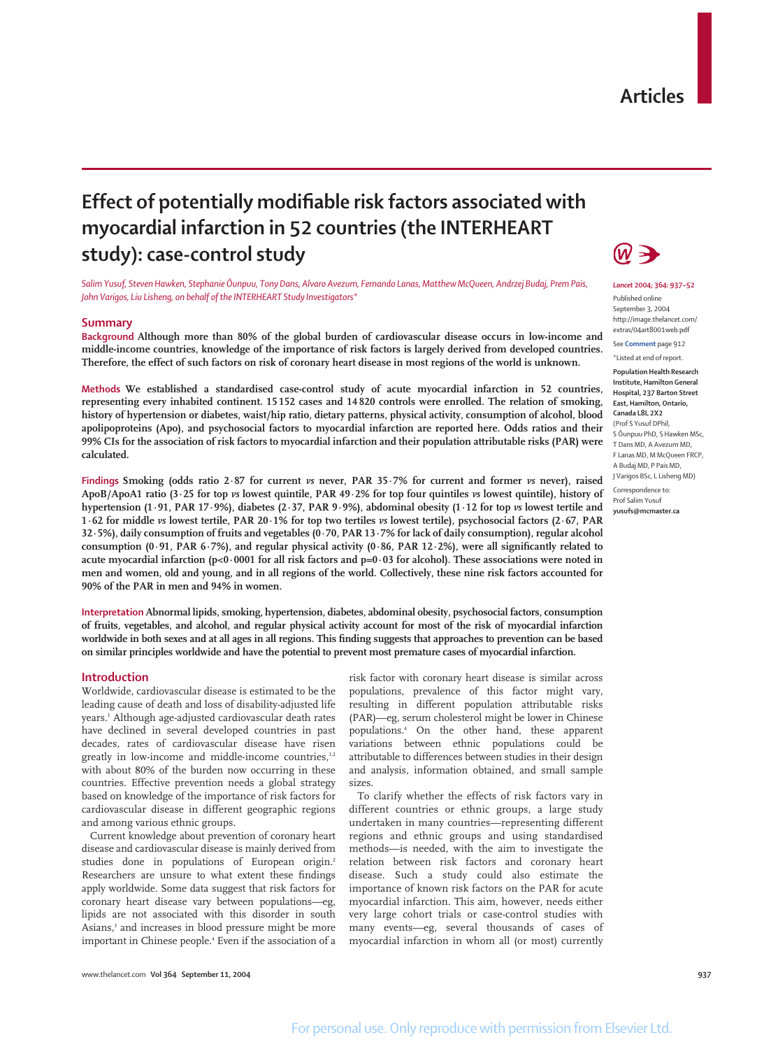# Effect of potentially modifiable risk factors associated with myocardial infarction in 52 countries (the INTERHEART study): case-control study

*Salim Yusuf, Steven Hawken, Stephanie Ôunpuu, Tony Dans, Alvaro Avezum, Fernando Lanas, Matthew McQueen, Andrzej Budaj, Prem Pais, John Varigos, Liu Lisheng, on behalf of the INTERHEART Study Investigators\**

*Lancet* 2004; 364: 937–52

Published online September 3, 2004 http://image.thelancet.com/extras/04art8001web.pdf

See **Comment** page 912

\*Listed at end of report.

**Population Health Research Institute, Hamilton General Hospital, 237 Barton Street East, Hamilton, Ontario, Canada L8L 2X2** (Prof S Yusuf DPhil, S Ôunpuu PhD, S Hawken MSc, T Dans MD, A Avezum MD, F Lanas MD, M McQueen FRCP, A Budaj MD, P Pais MD, J Varigos BSc, L Lisheng MD)

Correspondence to: Prof Salim Yusuf **yusufs@mcmaster.ca**

## Summary

**Background** Although more than 80% of the global burden of cardiovascular disease occurs in low-income and middle-income countries, knowledge of the importance of risk factors is largely derived from developed countries. Therefore, the effect of such factors on risk of coronary heart disease in most regions of the world is unknown.

**Methods** We established a standardised case-control study of acute myocardial infarction in 52 countries, representing every inhabited continent. 15 152 cases and 14 820 controls were enrolled. The relation of smoking, history of hypertension or diabetes, waist/hip ratio, dietary patterns, physical activity, consumption of alcohol, blood apolipoproteins (Apo), and psychosocial factors to myocardial infarction are reported here. Odds ratios and their 99% CIs for the association of risk factors to myocardial infarction and their population attributable risks (PAR) were calculated.

**Findings** Smoking (odds ratio 2·87 for current *vs* never, PAR 35·7% for current and former *vs* never), raised ApoB/ApoA1 ratio (3·25 for top *vs* lowest quintile, PAR 49·2% for top four quintiles *vs* lowest quintile), history of hypertension (1·91, PAR 17·9%), diabetes (2·37, PAR 9·9%), abdominal obesity (1·12 for top *vs* lowest tertile and 1·62 for middle *vs* lowest tertile, PAR 20·1% for top two tertiles *vs* lowest tertile), psychosocial factors (2·67, PAR 32·5%), daily consumption of fruits and vegetables (0·70, PAR 13·7% for lack of daily consumption), regular alcohol consumption (0·91, PAR 6·7%), and regular physical activity (0·86, PAR 12·2%), were all significantly related to acute myocardial infarction ($p<0·0001$ for all risk factors and $p=0·03$ for alcohol). These associations were noted in men and women, old and young, and in all regions of the world. Collectively, these nine risk factors accounted for 90% of the PAR in men and 94% in women.

**Interpretation** Abnormal lipids, smoking, hypertension, diabetes, abdominal obesity, psychosocial factors, consumption of fruits, vegetables, and alcohol, and regular physical activity account for most of the risk of myocardial infarction worldwide in both sexes and at all ages in all regions. This finding suggests that approaches to prevention can be based on similar principles worldwide and have the potential to prevent most premature cases of myocardial infarction.

## Introduction

Worldwide, cardiovascular disease is estimated to be the leading cause of death and loss of disability-adjusted life years.[1] Although age-adjusted cardiovascular death rates have declined in several developed countries in past decades, rates of cardiovascular disease have risen greatly in low-income and middle-income countries,[1,2] with about 80% of the burden now occurring in these countries. Effective prevention needs a global strategy based on knowledge of the importance of risk factors for cardiovascular disease in different geographic regions and among various ethnic groups.

Current knowledge about prevention of coronary heart disease and cardiovascular disease is mainly derived from studies done in populations of European origin.[2] Researchers are unsure to what extent these findings apply worldwide. Some data suggest that risk factors for coronary heart disease vary between populations—eg, lipids are not associated with this disorder in south Asians,[3] and increases in blood pressure might be more important in Chinese people.[4] Even if the association of a risk factor with coronary heart disease is similar across populations, prevalence of this factor might vary, resulting in different population attributable risks (PAR)—eg, serum cholesterol might be lower in Chinese populations.[4] On the other hand, these apparent variations between ethnic populations could be attributable to differences between studies in their design and analysis, information obtained, and small sample sizes.

To clarify whether the effects of risk factors vary in different countries or ethnic groups, a large study undertaken in many countries—representing different regions and ethnic groups and using standardised methods—is needed, with the aim to investigate the relation between risk factors and coronary heart disease. Such a study could also estimate the importance of known risk factors on the PAR for acute myocardial infarction. This aim, however, needs either very large cohort trials or case-control studies with many events—eg, several thousands of cases of myocardial infarction in whom all (or most) currently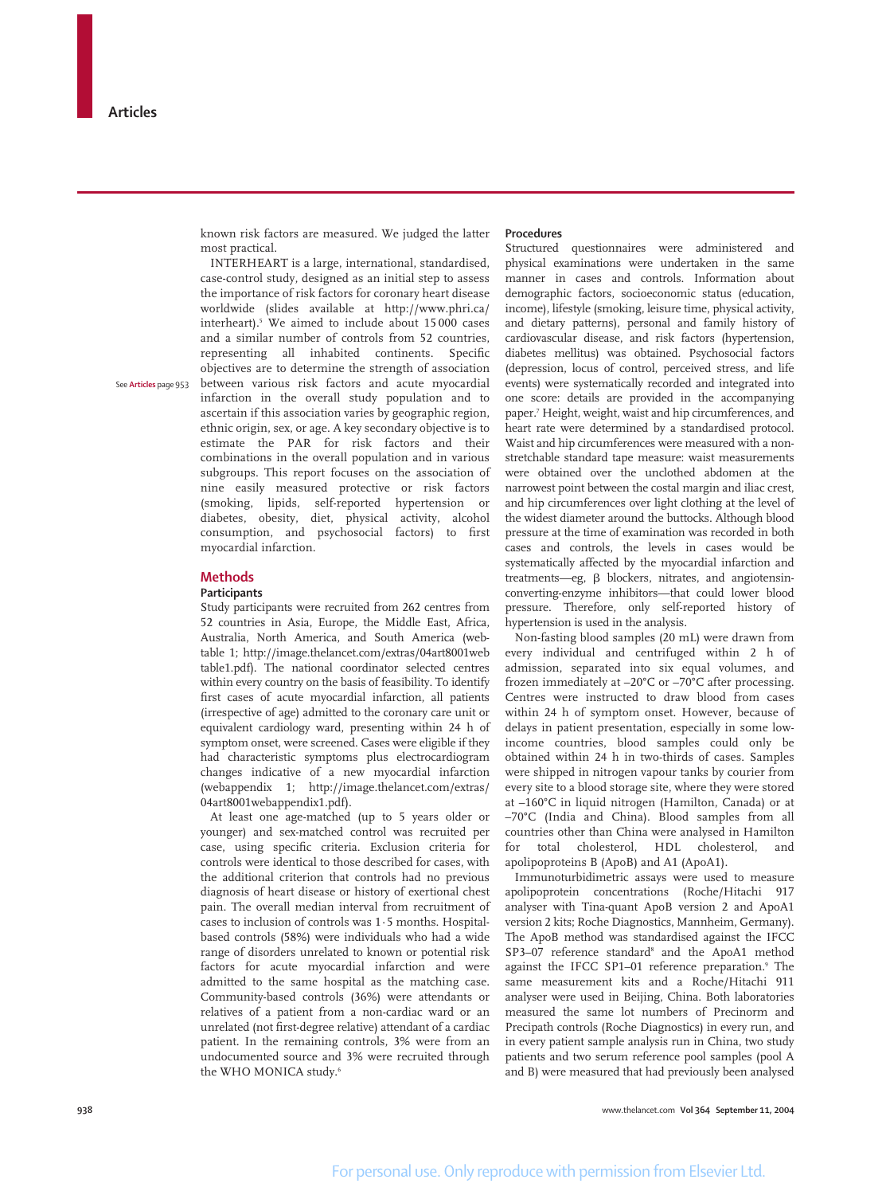known risk factors are measured. We judged the latter most practical.

INTERHEART is a large, international, standardised, case-control study, designed as an initial step to assess the importance of risk factors for coronary heart disease worldwide (slides available at http://www.phri.ca/interheart).[5] We aimed to include about 15 000 cases and a similar number of controls from 52 countries, representing all inhabited continents. Specific objectives are to determine the strength of association between various risk factors and acute myocardial infarction in the overall study population and to ascertain if this association varies by geographic region, ethnic origin, sex, or age. A key secondary objective is to estimate the PAR for risk factors and their combinations in the overall population and in various subgroups. This report focuses on the association of nine easily measured protective or risk factors (smoking, lipids, self-reported hypertension or diabetes, obesity, diet, physical activity, alcohol consumption, and psychosocial factors) to first myocardial infarction.

See **Articles** page 953

## Methods

### Participants

Study participants were recruited from 262 centres from 52 countries in Asia, Europe, the Middle East, Africa, Australia, North America, and South America (webtable 1; http://image.thelancet.com/extras/04art8001webtable1.pdf). The national coordinator selected centres within every country on the basis of feasibility. To identify first cases of acute myocardial infarction, all patients (irrespective of age) admitted to the coronary care unit or equivalent cardiology ward, presenting within 24 h of symptom onset, were screened. Cases were eligible if they had characteristic symptoms plus electrocardiogram changes indicative of a new myocardial infarction (webappendix 1; http://image.thelancet.com/extras/04art8001webappendix1.pdf).

At least one age-matched (up to 5 years older or younger) and sex-matched control was recruited per case, using specific criteria. Exclusion criteria for controls were identical to those described for cases, with the additional criterion that controls had no previous diagnosis of heart disease or history of exertional chest pain. The overall median interval from recruitment of cases to inclusion of controls was 1·5 months. Hospital-based controls (58%) were individuals who had a wide range of disorders unrelated to known or potential risk factors for acute myocardial infarction and were admitted to the same hospital as the matching case. Community-based controls (36%) were attendants or relatives of a patient from a non-cardiac ward or an unrelated (not first-degree relative) attendant of a cardiac patient. In the remaining controls, 3% were from an undocumented source and 3% were recruited through the WHO MONICA study.[6]

### Procedures

Structured questionnaires were administered and physical examinations were undertaken in the same manner in cases and controls. Information about demographic factors, socioeconomic status (education, income), lifestyle (smoking, leisure time, physical activity, and dietary patterns), personal and family history of cardiovascular disease, and risk factors (hypertension, diabetes mellitus) was obtained. Psychosocial factors (depression, locus of control, perceived stress, and life events) were systematically recorded and integrated into one score: details are provided in the accompanying paper.[7] Height, weight, waist and hip circumferences, and heart rate were determined by a standardised protocol. Waist and hip circumferences were measured with a non-stretchable standard tape measure: waist measurements were obtained over the unclothed abdomen at the narrowest point between the costal margin and iliac crest, and hip circumferences over light clothing at the level of the widest diameter around the buttocks. Although blood pressure at the time of examination was recorded in both cases and controls, the levels in cases would be systematically affected by the myocardial infarction and treatments—eg, β blockers, nitrates, and angiotensin-converting-enzyme inhibitors—that could lower blood pressure. Therefore, only self-reported history of hypertension is used in the analysis.

Non-fasting blood samples (20 mL) were drawn from every individual and centrifuged within 2 h of admission, separated into six equal volumes, and frozen immediately at –20°C or –70°C after processing. Centres were instructed to draw blood from cases within 24 h of symptom onset. However, because of delays in patient presentation, especially in some low-income countries, blood samples could only be obtained within 24 h in two-thirds of cases. Samples were shipped in nitrogen vapour tanks by courier from every site to a blood storage site, where they were stored at –160°C in liquid nitrogen (Hamilton, Canada) or at –70°C (India and China). Blood samples from all countries other than China were analysed in Hamilton for total cholesterol, HDL cholesterol, and apolipoproteins B (ApoB) and A1 (ApoA1).

Immunoturbidimetric assays were used to measure apolipoprotein concentrations (Roche/Hitachi 917 analyser with Tina-quant ApoB version 2 and ApoA1 version 2 kits; Roche Diagnostics, Mannheim, Germany). The ApoB method was standardised against the IFCC SP3–07 reference standard[8] and the ApoA1 method against the IFCC SP1–01 reference preparation.[9] The same measurement kits and a Roche/Hitachi 911 analyser were used in Beijing, China. Both laboratories measured the same lot numbers of Precinorm and Precipath controls (Roche Diagnostics) in every run, and in every patient sample analysis run in China, two study patients and two serum reference pool samples (pool A and B) were measured that had previously been analysed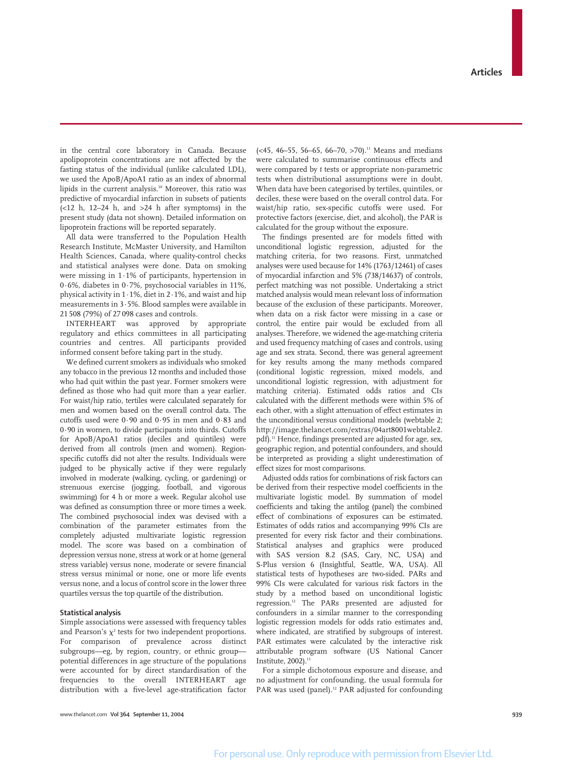in the central core laboratory in Canada. Because apolipoprotein concentrations are not affected by the fasting status of the individual (unlike calculated LDL), we used the ApoB/ApoA1 ratio as an index of abnormal lipids in the current analysis.[10] Moreover, this ratio was predictive of myocardial infarction in subsets of patients (<12 h, 12–24 h, and >24 h after symptoms) in the present study (data not shown). Detailed information on lipoprotein fractions will be reported separately.

All data were transferred to the Population Health Research Institute, McMaster University, and Hamilton Health Sciences, Canada, where quality-control checks and statistical analyses were done. Data on smoking were missing in 1·1% of participants, hypertension in 0·6%, diabetes in 0·7%, psychosocial variables in 11%, physical activity in 1·1%, diet in 2·1%, and waist and hip measurements in 3·5%. Blood samples were available in 21 508 (79%) of 27 098 cases and controls.

INTERHEART was approved by appropriate regulatory and ethics committees in all participating countries and centres. All participants provided informed consent before taking part in the study.

We defined current smokers as individuals who smoked any tobacco in the previous 12 months and included those who had quit within the past year. Former smokers were defined as those who had quit more than a year earlier. For waist/hip ratio, tertiles were calculated separately for men and women based on the overall control data. The cutoffs used were 0·90 and 0·95 in men and 0·83 and 0·90 in women, to divide participants into thirds. Cutoffs for ApoB/ApoA1 ratios (deciles and quintiles) were derived from all controls (men and women). Region-specific cutoffs did not alter the results. Individuals were judged to be physically active if they were regularly involved in moderate (walking, cycling, or gardening) or strenuous exercise (jogging, football, and vigorous swimming) for 4 h or more a week. Regular alcohol use was defined as consumption three or more times a week. The combined psychosocial index was devised with a combination of the parameter estimates from the completely adjusted multivariate logistic regression model. The score was based on a combination of depression versus none, stress at work or at home (general stress variable) versus none, moderate or severe financial stress versus minimal or none, one or more life events versus none, and a locus of control score in the lower three quartiles versus the top quartile of the distribution.

### Statistical analysis

Simple associations were assessed with frequency tables and Pearson's $\chi^2$ tests for two independent proportions. For comparison of prevalence across distinct subgroups—eg, by region, country, or ethnic group—potential differences in age structure of the populations were accounted for by direct standardisation of the frequencies to the overall INTERHEART age distribution with a five-level age-stratification factor (<45, 46–55, 56–65, 66–70, >70).[11] Means and medians were calculated to summarise continuous effects and were compared by *t* tests or appropriate non-parametric tests when distributional assumptions were in doubt. When data have been categorised by tertiles, quintiles, or deciles, these were based on the overall control data. For waist/hip ratio, sex-specific cutoffs were used. For protective factors (exercise, diet, and alcohol), the PAR is calculated for the group without the exposure.

The findings presented are for models fitted with unconditional logistic regression, adjusted for the matching criteria, for two reasons. First, unmatched analyses were used because for 14% (1763/12461) of cases of myocardial infarction and 5% (738/14637) of controls, perfect matching was not possible. Undertaking a strict matched analysis would mean relevant loss of information because of the exclusion of these participants. Moreover, when data on a risk factor were missing in a case or control, the entire pair would be excluded from all analyses. Therefore, we widened the age-matching criteria and used frequency matching of cases and controls, using age and sex strata. Second, there was general agreement for key results among the many methods compared (conditional logistic regression, mixed models, and unconditional logistic regression, with adjustment for matching criteria). Estimated odds ratios and CIs calculated with the different methods were within 5% of each other, with a slight attenuation of effect estimates in the unconditional versus conditional models (webtable 2; http://image.thelancet.com/extras/04art8001webtable2.pdf).[11] Hence, findings presented are adjusted for age, sex, geographic region, and potential confounders, and should be interpreted as providing a slight underestimation of effect sizes for most comparisons.

Adjusted odds ratios for combinations of risk factors can be derived from their respective model coefficients in the multivariate logistic model. By summation of model coefficients and taking the antilog (panel) the combined effect of combinations of exposures can be estimated. Estimates of odds ratios and accompanying 99% CIs are presented for every risk factor and their combinations. Statistical analyses and graphics were produced with SAS version 8.2 (SAS, Cary, NC, USA) and S-Plus version 6 (Insightful, Seattle, WA, USA). All statistical tests of hypotheses are two-sided. PARs and 99% CIs were calculated for various risk factors in the study by a method based on unconditional logistic regression.[12] The PARs presented are adjusted for confounders in a similar manner to the corresponding logistic regression models for odds ratio estimates and, where indicated, are stratified by subgroups of interest. PAR estimates were calculated by the interactive risk attributable program software (US National Cancer Institute, 2002).[13]

For a simple dichotomous exposure and disease, and no adjustment for confounding, the usual formula for PAR was used (panel).[12] PAR adjusted for confounding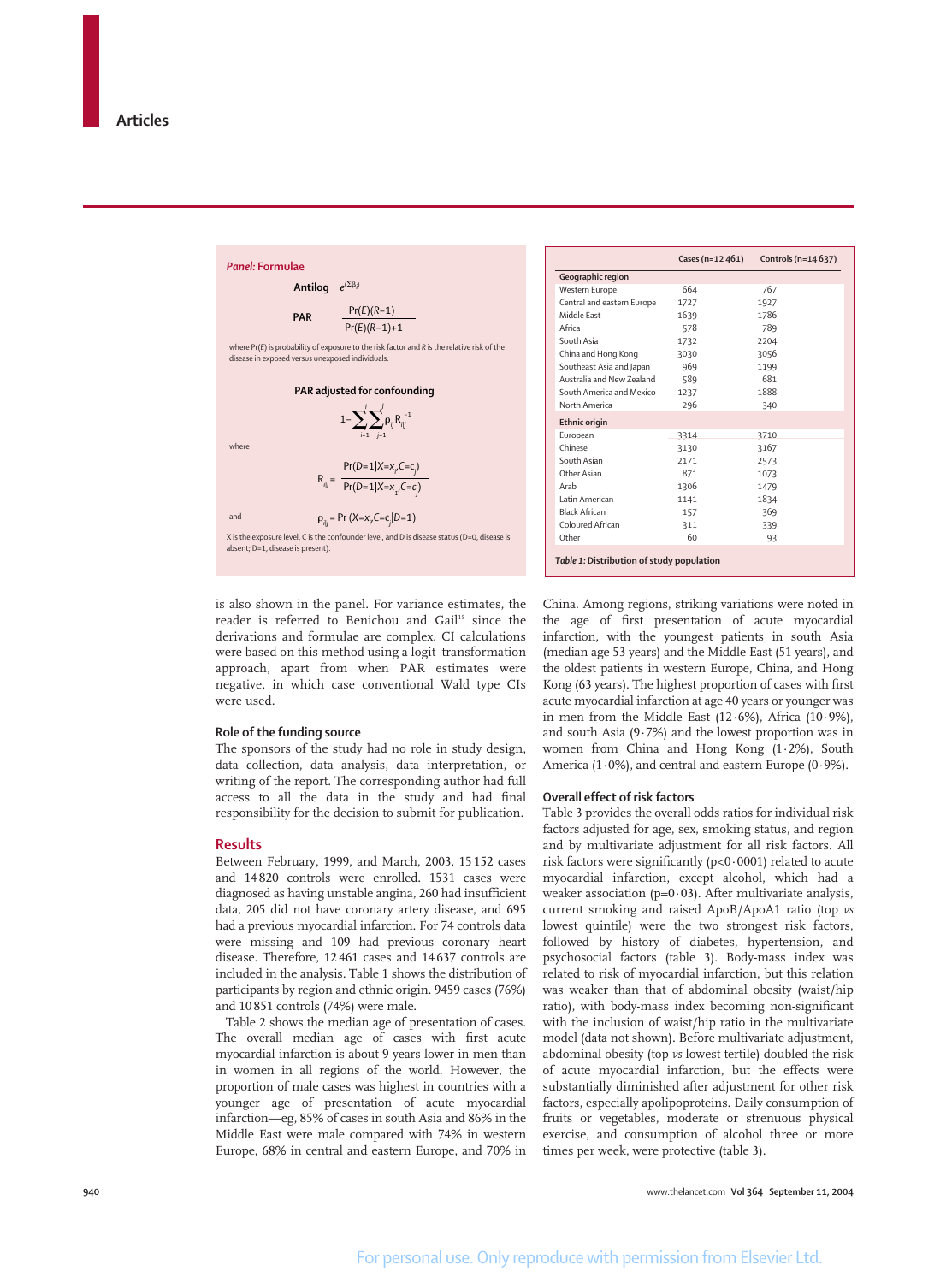**Panel: Formulae**

**Antilog** $e^{(\Sigma\beta_i)}$

**PAR** $\dfrac{\Pr(E)(R-1)}{\Pr(E)(R-1)+1}$

where Pr(*E*) is probability of exposure to the risk factor and *R* is the relative risk of the disease in exposed versus unexposed individuals.

**PAR adjusted for confounding**

$$1-\sum_{i=1}^{I}\sum_{j=1}^{J}\rho_{ij}R_{i|j}^{-1}$$

where

$$R_{i|j}=\frac{\Pr(D=1|X=x_i,C=c_j)}{\Pr(D=1|X=x_1,C=c_j)}$$

and

$$\rho_{ij}=\Pr(X=x_i,C=c_j|D=1)$$

X is the exposure level, C is the confounder level, and D is disease status (D=0, disease is absent; D=1, disease is present).

| | Cases (n=12 461) | Controls (n=14 637) |
|---|---|---|
| **Geographic region** | | |
| Western Europe | 664 | 767 |
| Central and eastern Europe | 1727 | 1927 |
| Middle East | 1639 | 1786 |
| Africa | 578 | 789 |
| South Asia | 1732 | 2204 |
| China and Hong Kong | 3030 | 3056 |
| Southeast Asia and Japan | 969 | 1199 |
| Australia and New Zealand | 589 | 681 |
| South America and Mexico | 1237 | 1888 |
| North America | 296 | 340 |
| **Ethnic origin** | | |
| European | 3314 | 3710 |
| Chinese | 3130 | 3167 |
| South Asian | 2171 | 2573 |
| Other Asian | 871 | 1073 |
| Arab | 1306 | 1479 |
| Latin American | 1141 | 1834 |
| Black African | 157 | 369 |
| Coloured African | 311 | 339 |
| Other | 60 | 93 |

*Table 1:* Distribution of study population

is also shown in the panel. For variance estimates, the reader is referred to Benichou and Gail[15] since the derivations and formulae are complex. CI calculations were based on this method using a logit transformation approach, apart from when PAR estimates were negative, in which case conventional Wald type CIs were used.

### Role of the funding source

The sponsors of the study had no role in study design, data collection, data analysis, data interpretation, or writing of the report. The corresponding author had full access to all the data in the study and had final responsibility for the decision to submit for publication.

## Results

Between February, 1999, and March, 2003, 15 152 cases and 14 820 controls were enrolled. 1531 cases were diagnosed as having unstable angina, 260 had insufficient data, 205 did not have coronary artery disease, and 695 had a previous myocardial infarction. For 74 controls data were missing and 109 had previous coronary heart disease. Therefore, 12 461 cases and 14 637 controls are included in the analysis. Table 1 shows the distribution of participants by region and ethnic origin. 9459 cases (76%) and 10 851 controls (74%) were male.

Table 2 shows the median age of presentation of cases. The overall median age of cases with first acute myocardial infarction is about 9 years lower in men than in women in all regions of the world. However, the proportion of male cases was highest in countries with a younger age of presentation of acute myocardial infarction—eg, 85% of cases in south Asia and 86% in the Middle East were male compared with 74% in western Europe, 68% in central and eastern Europe, and 70% in China. Among regions, striking variations were noted in the age of first presentation of acute myocardial infarction, with the youngest patients in south Asia (median age 53 years) and the Middle East (51 years), and the oldest patients in western Europe, China, and Hong Kong (63 years). The highest proportion of cases with first acute myocardial infarction at age 40 years or younger was in men from the Middle East (12·6%), Africa (10·9%), and south Asia (9·7%) and the lowest proportion was in women from China and Hong Kong (1·2%), South America (1·0%), and central and eastern Europe (0·9%).

### Overall effect of risk factors

Table 3 provides the overall odds ratios for individual risk factors adjusted for age, sex, smoking status, and region and by multivariate adjustment for all risk factors. All risk factors were significantly (p<0·0001) related to acute myocardial infarction, except alcohol, which had a weaker association (p=0·03). After multivariate analysis, current smoking and raised ApoB/ApoA1 ratio (top *vs* lowest quintile) were the two strongest risk factors, followed by history of diabetes, hypertension, and psychosocial factors (table 3). Body-mass index was related to risk of myocardial infarction, but this relation was weaker than that of abdominal obesity (waist/hip ratio), with body-mass index becoming non-significant with the inclusion of waist/hip ratio in the multivariate model (data not shown). Before multivariate adjustment, abdominal obesity (top *vs* lowest tertile) doubled the risk of acute myocardial infarction, but the effects were substantially diminished after adjustment for other risk factors, especially apolipoproteins. Daily consumption of fruits or vegetables, moderate or strenuous physical exercise, and consumption of alcohol three or more times per week, were protective (table 3).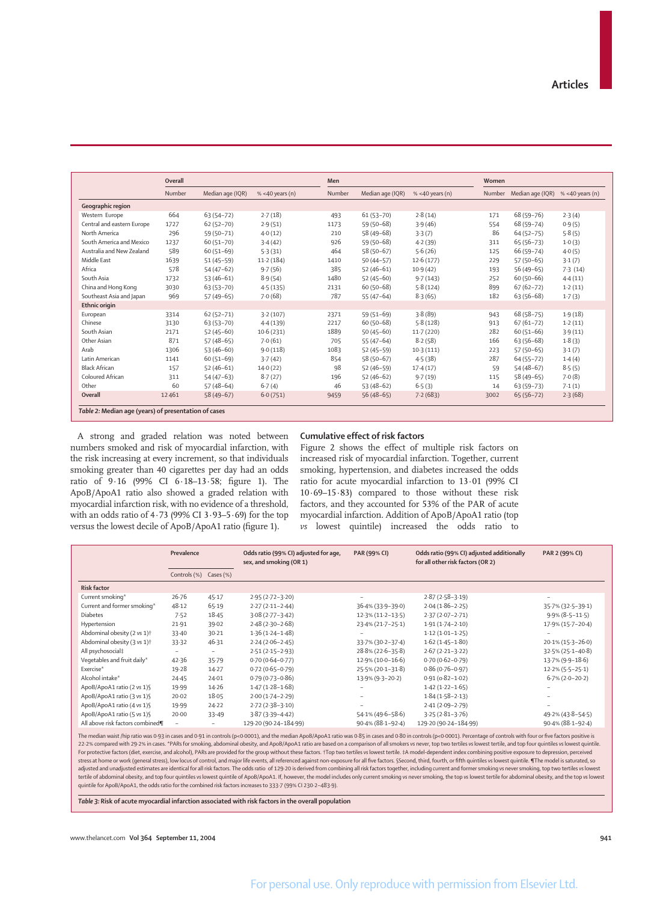| | Overall | | | Men | | | Women | | |
|---|---|---|---|---|---|---|---|---|---|
| | Number | Median age (IQR) | % <40 years (n) | Number | Median age (IQR) | % <40 years (n) | Number | Median age (IQR) | % <40 years (n) |
| **Geographic region** | | | | | | | | | |
| Western Europe | 664 | 63 (54–72) | 2·7 (18) | 493 | 61 (53–70) | 2·8 (14) | 171 | 68 (59–76) | 2·3 (4) |
| Central and eastern Europe | 1727 | 62 (52–70) | 2·9 (51) | 1173 | 59 (50–68) | 3·9 (46) | 554 | 68 (59–74) | 0·9 (5) |
| North America | 296 | 59 (50–71) | 4·0 (12) | 210 | 58 (49–68) | 3·3 (7) | 86 | 64 (52–75) | 5·8 (5) |
| South America and Mexico | 1237 | 60 (51–70) | 3·4 (42) | 926 | 59 (50–68) | 4·2 (39) | 311 | 65 (56–73) | 1·0 (3) |
| Australia and New Zealand | 589 | 60 (51–69) | 5·3 (31) | 464 | 58 (50–67) | 5·6 (26) | 125 | 66 (59–74) | 4·0 (5) |
| Middle East | 1639 | 51 (45–59) | 11·2 (184) | 1410 | 50 (44–57) | 12·6 (177) | 229 | 57 (50–65) | 3·1 (7) |
| Africa | 578 | 54 (47–62) | 9·7 (56) | 385 | 52 (46–61) | 10·9 (42) | 193 | 56 (49–65) | 7·3 (14) |
| South Asia | 1732 | 53 (46–61) | 8·9 (54) | 1480 | 52 (45–60) | 9·7 (143) | 252 | 60 (50–66) | 4·4 (11) |
| China and Hong Kong | 3030 | 63 (53–70) | 4·5 (135) | 2131 | 60 (50–68) | 5·8 (124) | 899 | 67 (62–72) | 1·2 (11) |
| Southeast Asia and Japan | 969 | 57 (49–65) | 7·0 (68) | 787 | 55 (47–64) | 8·3 (65) | 182 | 63 (56–68) | 1·7 (3) |
| **Ethnic origin** | | | | | | | | | |
| European | 3314 | 62 (52–71) | 3·2 (107) | 2371 | 59 (51–69) | 3·8 (89) | 943 | 68 (58–75) | 1·9 (18) |
| Chinese | 3130 | 63 (53–70) | 4·4 (139) | 2217 | 60 (50–68) | 5·8 (128) | 913 | 67 (61–72) | 1·2 (11) |
| South Asian | 2171 | 52 (45–60) | 10·6 (231) | 1889 | 50 (45–60) | 11·7 (220) | 282 | 60 (51–66) | 3·9 (11) |
| Other Asian | 871 | 57 (48–65) | 7·0 (61) | 705 | 55 (47–64) | 8·2 (58) | 166 | 63 (56–68) | 1·8 (3) |
| Arab | 1306 | 53 (46–60) | 9·0 (118) | 1083 | 52 (45–59) | 10·3 (111) | 223 | 57 (50–65) | 3·1 (7) |
| Latin American | 1141 | 60 (51–69) | 3·7 (42) | 854 | 58 (50–67) | 4·5 (38) | 287 | 64 (55–72) | 1·4 (4) |
| Black African | 157 | 52 (46–61) | 14·0 (22) | 98 | 52 (46–59) | 17·4 (17) | 59 | 54 (48–67) | 8·5 (5) |
| Coloured African | 311 | 54 (47–63) | 8·7 (27) | 196 | 52 (46–62) | 9·7 (19) | 115 | 58 (49–65) | 7·0 (8) |
| Other | 60 | 57 (48–64) | 6·7 (4) | 46 | 53 (48–62) | 6·5 (3) | 14 | 63 (59–73) | 7·1 (1) |
| **Overall** | 12 461 | 58 (49–67) | 6·0 (751) | 9459 | 56 (48–65) | 7·2 (683) | 3002 | 65 (56–72) | 2·3 (68) |

*Table 2:* **Median age (years) of presentation of cases**

A strong and graded relation was noted between numbers smoked and risk of myocardial infarction, with the risk increasing at every increment, so that individuals smoking greater than 40 cigarettes per day had an odds ratio of 9·16 (99% CI 6·18–13·58; figure 1). The ApoB/ApoA1 ratio also showed a graded relation with myocardial infarction risk, with no evidence of a threshold, with an odds ratio of 4·73 (99% CI 3·93–5·69) for the top versus the lowest decile of ApoB/ApoA1 ratio (figure 1).

### Cumulative effect of risk factors

Figure 2 shows the effect of multiple risk factors on increased risk of myocardial infarction. Together, current smoking, hypertension, and diabetes increased the odds ratio for acute myocardial infarction to 13·01 (99% CI 10·69–15·83) compared to those without these risk factors, and they accounted for 53% of the PAR of acute myocardial infarction. Addition of ApoB/ApoA1 ratio (top *vs* lowest quintile) increased the odds ratio to

| | Prevalence | | Odds ratio (99% CI) adjusted for age, sex, and smoking (OR 1) | PAR (99% CI) | Odds ratio (99% CI) adjusted additionally for all other risk factors (OR 2) | PAR 2 (99% CI) |
|---|---|---|---|---|---|---|
| | Controls (%) | Cases (%) | | | | |
| **Risk factor** | | | | | | |
| Current smoking* | 26·76 | 45·17 | 2·95 (2·72–3·20) | .. | 2·87 (2·58–3·19) | .. |
| Current and former smoking* | 48·12 | 65·19 | 2·27 (2·11–2·44) | 36·4% (33·9–39·0) | 2·04 (1·86–2·25) | 35·7% (32·5–39·1) |
| Diabetes | 7·52 | 18·45 | 3·08 (2·77–3·42) | 12·3% (11·2–13·5) | 2·37 (2·07–2·71) | 9·9% (8·5–11·5) |
| Hypertension | 21·91 | 39·02 | 2·48 (2·30–2·68) | 23·4% (21·7–25·1) | 1·91 (1·74–2·10) | 17·9% (15·7–20·4) |
| Abdominal obesity (2 *vs* 1)† | 33·40 | 30·21 | 1·36 (1·24–1·48) | .. | 1·12 (1·01–1·25) | .. |
| Abdominal obesity (3 *vs* 1)† | 33·32 | 46·31 | 2·24 (2·06–2·45) | 33·7% (30·2–37·4) | 1·62 (1·45–1·80) | 20·1% (15·3–26·0) |
| All psychosocial‡ | .. | .. | 2·51 (2·15–2·93) | 28·8% (22·6–35·8) | 2·67 (2·21–3·22) | 32·5% (25·1–40·8) |
| Vegetables and fruit daily* | 42·36 | 35·79 | 0·70 (0·64–0·77) | 12·9% (10·0–16·6) | 0·70 (0·62–0·79) | 13·7% (9·9–18·6) |
| Exercise* | 19·28 | 14·27 | 0·72 (0·65–0·79) | 25·5% (20·1–31·8) | 0·86 (0·76–0·97) | 12·2% (5·5–25·1) |
| Alcohol intake* | 24·45 | 24·01 | 0·79 (0·73–0·86) | 13·9% (9·3–20·2) | 0·91 (0·82–1·02) | 6·7% (2·0–20·2) |
| ApoB/ApoA1 ratio (2 *vs* 1)§ | 19·99 | 14·26 | 1·47 (1·28–1·68) | .. | 1·42 (1·22–1·65) | .. |
| ApoB/ApoA1 ratio (3 *vs* 1)§ | 20·02 | 18·05 | 2·00 (1·74–2·29) | .. | 1·84 (1·58–2·13) | .. |
| ApoB/ApoA1 ratio (4 *vs* 1)§ | 19·99 | 24·22 | 2·72 (2·38–3·10) | .. | 2·41 (2·09–2·79) | .. |
| ApoB/ApoA1 ratio (5 *vs* 1)§ | 20·00 | 33·49 | 3·87 (3·39–4·42) | 54·1% (49·6–58·6) | 3·25 (2·81–3·76) | 49·2% (43·8–54·5) |
| All above risk factors combined¶ | .. | .. | 129·20 (90·24–184·99) | 90·4% (88·1–92·4) | 129·20 (90·24–184·99) | 90·4% (88·1–92·4) |

The median waist/hip ratio was 0·93 in cases and 0·91 in controls (p<0·0001), and the median ApoB/ApoA1 ratio was 0·85 in cases and 0·80 in controls (p<0·0001). Percentage of controls with four or five factors positive is 22·2% compared with 29·2% in cases. *PARs for smoking, abdominal obesity, and ApoB/ApoA1 ratio are based on a comparison of all smokers vs never, top two tertiles vs lowest tertile, and top four quintiles vs lowest quintile. For protective factors (diet, exercise, and alcohol), PARs are provided for the group without these factors. †Top two tertiles vs lowest tertile. ‡A model-dependent index combining positive exposure to depression, perceived stress at home or work (general stress), low locus of control, and major life events, all referenced against non-exposure for all five factors. §Second, third, fourth, or fifth quintiles vs lowest quintile. ¶The model is saturated, so adjusted and unadjusted estimates are identical for all risk factors. The odds ratio of 129·20 is derived from combining all risk factors together, including current and former smoking vs never smoking, top two tertiles vs lowest tertile of abdominal obesity, and top four quintiles vs lowest quintile of ApoB/ApoA1. If, however, the model includes only current smoking vs never smoking, the top vs lowest tertile for abdominal obesity, and the top vs lowest quintile for ApoB/ApoA1, the odds ratio for the combined risk factors increases to 333·7 (99% CI 230·2–483·9).

*Table 3:* **Risk of acute myocardial infarction associated with risk factors in the overall population**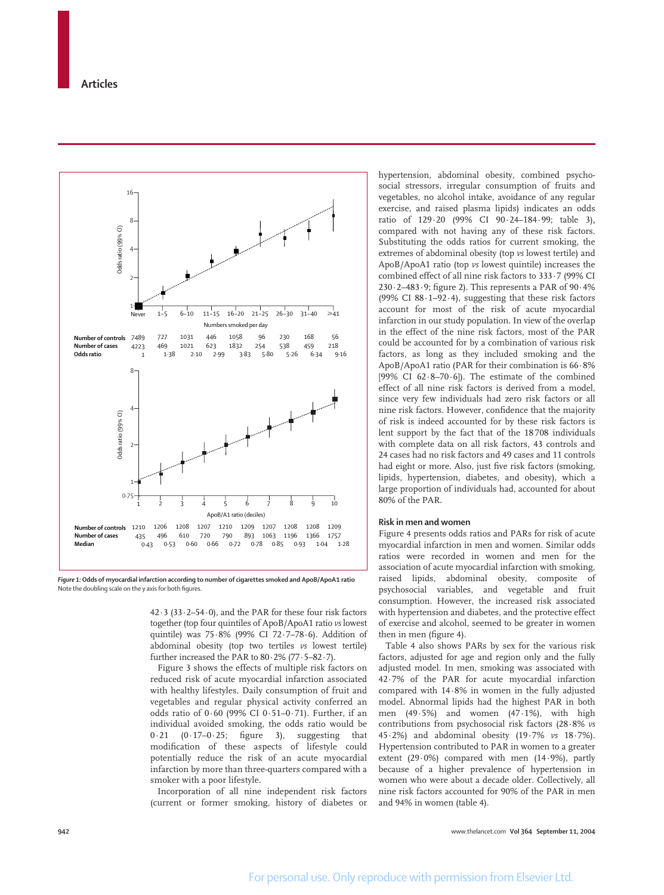| | Never | 1–5 | 6–10 | 11–15 | 16–20 | 21–25 | 26–30 | 31–40 | ≥41 |
|---|---|---|---|---|---|---|---|---|---|
| Number of controls | 7489 | 727 | 1031 | 446 | 1058 | 96 | 230 | 168 | 56 |
| Number of cases | 4223 | 469 | 1021 | 623 | 1832 | 254 | 538 | 459 | 218 |
| Odds ratio | 1 | 1·38 | 2·10 | 2·99 | 3·83 | 5·80 | 5·26 | 6·34 | 9·16 |

Numbers smoked per day

| ApoB/A1 ratio (deciles) | 1 | 2 | 3 | 4 | 5 | 6 | 7 | 8 | 9 | 10 |
|---|---|---|---|---|---|---|---|---|---|---|
| Number of controls | 1210 | 1206 | 1208 | 1207 | 1210 | 1209 | 1207 | 1208 | 1208 | 1209 |
| Number of cases | 435 | 496 | 610 | 720 | 790 | 893 | 1063 | 1196 | 1366 | 1757 |
| Median | 0·43 | 0·53 | 0·60 | 0·66 | 0·72 | 0·78 | 0·85 | 0·93 | 1·04 | 1·28 |

***Figure 1:* Odds of myocardial infarction according to number of cigarettes smoked and ApoB/ApoA1 ratio**
Note the doubling scale on the y axis for both figures.

42·3 (33·2–54·0), and the PAR for these four risk factors together (top four quintiles of ApoB/ApoA1 ratio *vs* lowest quintile) was 75·8% (99% CI 72·7–78·6). Addition of abdominal obesity (top two tertiles *vs* lowest tertile) further increased the PAR to 80·2% (77·5–82·7).

Figure 3 shows the effects of multiple risk factors on reduced risk of acute myocardial infarction associated with healthy lifestyles. Daily consumption of fruit and vegetables and regular physical activity conferred an odds ratio of 0·60 (99% CI 0·51–0·71). Further, if an individual avoided smoking, the odds ratio would be 0·21 (0·17–0·25; figure 3), suggesting that modification of these aspects of lifestyle could potentially reduce the risk of an acute myocardial infarction by more than three-quarters compared with a smoker with a poor lifestyle.

Incorporation of all nine independent risk factors (current or former smoking, history of diabetes or hypertension, abdominal obesity, combined psychosocial stressors, irregular consumption of fruits and vegetables, no alcohol intake, avoidance of any regular exercise, and raised plasma lipids) indicates an odds ratio of 129·20 (99% CI 90·24–184·99; table 3), compared with not having any of these risk factors. Substituting the odds ratios for current smoking, the extremes of abdominal obesity (top *vs* lowest tertile) and ApoB/ApoA1 ratio (top *vs* lowest quintile) increases the combined effect of all nine risk factors to 333·7 (99% CI 230·2–483·9; figure 2). This represents a PAR of 90·4% (99% CI 88·1–92·4), suggesting that these risk factors account for most of the risk of acute myocardial infarction in our study population. In view of the overlap in the effect of the nine risk factors, most of the PAR could be accounted for by a combination of various risk factors, as long as they included smoking and the ApoB/ApoA1 ratio (PAR for their combination is 66·8% [99% CI 62·8–70·6]). The estimate of the combined effect of all nine risk factors is derived from a model, since very few individuals had zero risk factors or all nine risk factors. However, confidence that the majority of risk is indeed accounted for by these risk factors is lent support by the fact that of the 18 708 individuals with complete data on all risk factors, 43 controls and 24 cases had no risk factors and 49 cases and 11 controls had eight or more. Also, just five risk factors (smoking, lipids, hypertension, diabetes, and obesity), which a large proportion of individuals had, accounted for about 80% of the PAR.

### Risk in men and women

Figure 4 presents odds ratios and PARs for risk of acute myocardial infarction in men and women. Similar odds ratios were recorded in women and men for the association of acute myocardial infarction with smoking, raised lipids, abdominal obesity, composite of psychosocial variables, and vegetable and fruit consumption. However, the increased risk associated with hypertension and diabetes, and the protective effect of exercise and alcohol, seemed to be greater in women then in men (figure 4).

Table 4 also shows PARs by sex for the various risk factors, adjusted for age and region only and the fully adjusted model. In men, smoking was associated with 42·7% of the PAR for acute myocardial infarction compared with 14·8% in women in the fully adjusted model. Abnormal lipids had the highest PAR in both men (49·5%) and women (47·1%), with high contributions from psychosocial risk factors (28·8% *vs* 45·2%) and abdominal obesity (19·7% *vs* 18·7%). Hypertension contributed to PAR in women to a greater extent (29·0%) compared with men (14·9%), partly because of a higher prevalence of hypertension in women who were about a decade older. Collectively, all nine risk factors accounted for 90% of the PAR in men and 94% in women (table 4).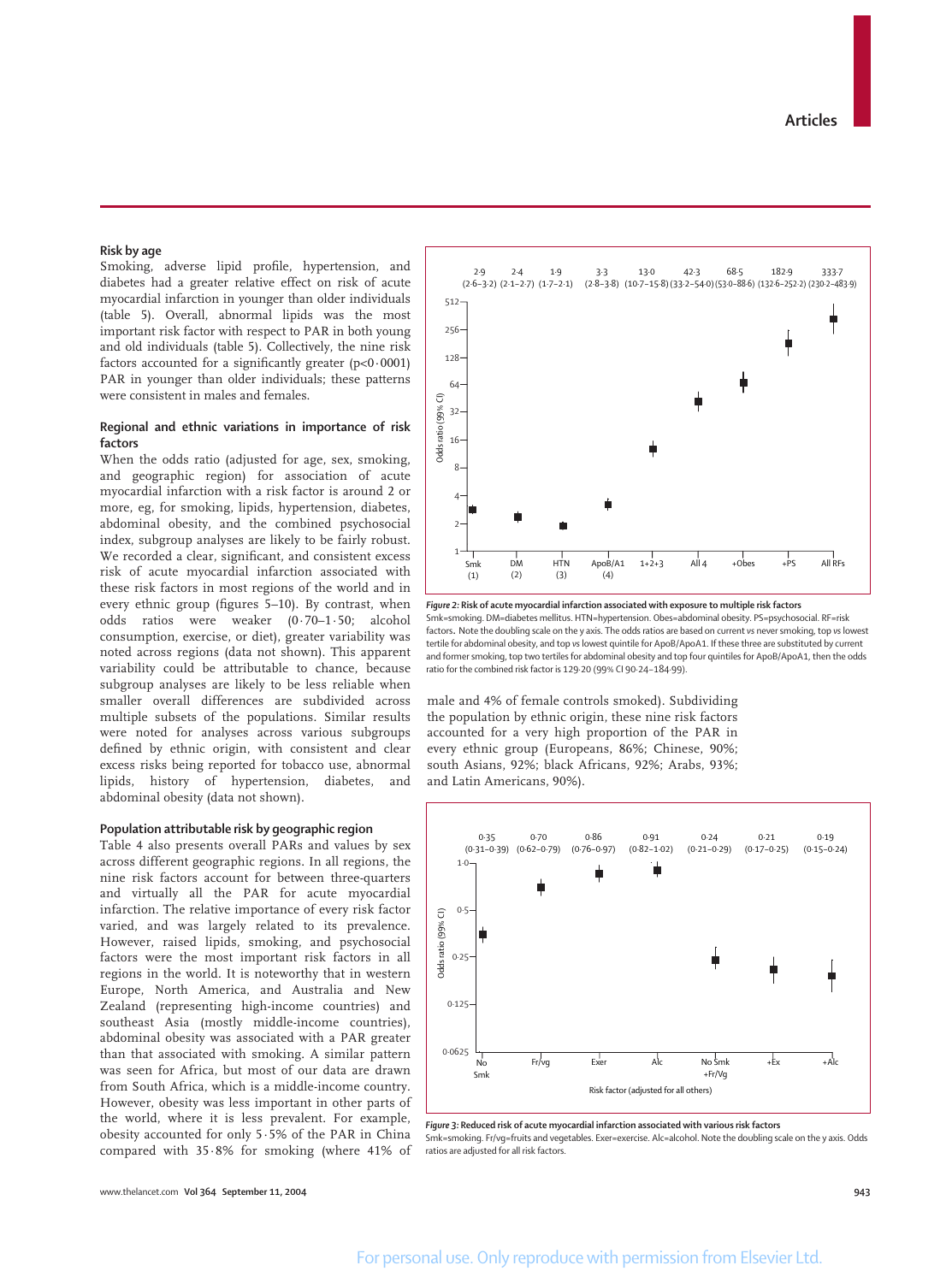### Risk by age

Smoking, adverse lipid profile, hypertension, and diabetes had a greater relative effect on risk of acute myocardial infarction in younger than older individuals (table 5). Overall, abnormal lipids was the most important risk factor with respect to PAR in both young and old individuals (table 5). Collectively, the nine risk factors accounted for a significantly greater ($p<0·0001$) PAR in younger than older individuals; these patterns were consistent in males and females.

### Regional and ethnic variations in importance of risk factors

When the odds ratio (adjusted for age, sex, smoking, and geographic region) for association of acute myocardial infarction with a risk factor is around 2 or more, eg, for smoking, lipids, hypertension, diabetes, abdominal obesity, and the combined psychosocial index, subgroup analyses are likely to be fairly robust. We recorded a clear, significant, and consistent excess risk of acute myocardial infarction associated with these risk factors in most regions of the world and in every ethnic group (figures 5–10). By contrast, when odds ratios were weaker (0·70–1·50; alcohol consumption, exercise, or diet), greater variability was noted across regions (data not shown). This apparent variability could be attributable to chance, because subgroup analyses are likely to be less reliable when smaller overall differences are subdivided across multiple subsets of the populations. Similar results were noted for analyses across various subgroups defined by ethnic origin, with consistent and clear excess risks being reported for tobacco use, abnormal lipids, history of hypertension, diabetes, and abdominal obesity (data not shown).

### Population attributable risk by geographic region

Table 4 also presents overall PARs and values by sex across different geographic regions. In all regions, the nine risk factors account for between three-quarters and virtually all the PAR for acute myocardial infarction. The relative importance of every risk factor varied, and was largely related to its prevalence. However, raised lipids, smoking, and psychosocial factors were the most important risk factors in all regions in the world. It is noteworthy that in western Europe, North America, and Australia and New Zealand (representing high-income countries) and southeast Asia (mostly middle-income countries), abdominal obesity was associated with a PAR greater than that associated with smoking. A similar pattern was seen for Africa, but most of our data are drawn from South Africa, which is a middle-income country. However, obesity was less important in other parts of the world, where it is less prevalent. For example, obesity accounted for only 5·5% of the PAR in China compared with 35·8% for smoking (where 41% of male and 4% of female controls smoked). Subdividing the population by ethnic origin, these nine risk factors accounted for a very high proportion of the PAR in every ethnic group (Europeans, 86%; Chinese, 90%; south Asians, 92%; black Africans, 92%; Arabs, 93%; and Latin Americans, 90%).

**Figure 2: Risk of acute myocardial infarction associated with exposure to multiple risk factors**

Smk=smoking. DM=diabetes mellitus. HTN=hypertension. Obes=abdominal obesity. PS=psychosocial. RF=risk factors. Note the doubling scale on the y axis. The odds ratios are based on current *vs* never smoking, top *vs* lowest tertile for abdominal obesity, and top *vs* lowest quintile for ApoB/ApoA1. If these three are substituted by current and former smoking, top two tertiles for abdominal obesity and top four quintiles for ApoB/ApoA1, then the odds ratio for the combined risk factor is 129·20 (99% CI 90·24–184·99).

**Figure 3: Reduced risk of acute myocardial infarction associated with various risk factors**

Smk=smoking. Fr/vg=fruits and vegetables. Exer=exercise. Alc=alcohol. Note the doubling scale on the y axis. Odds ratios are adjusted for all risk factors.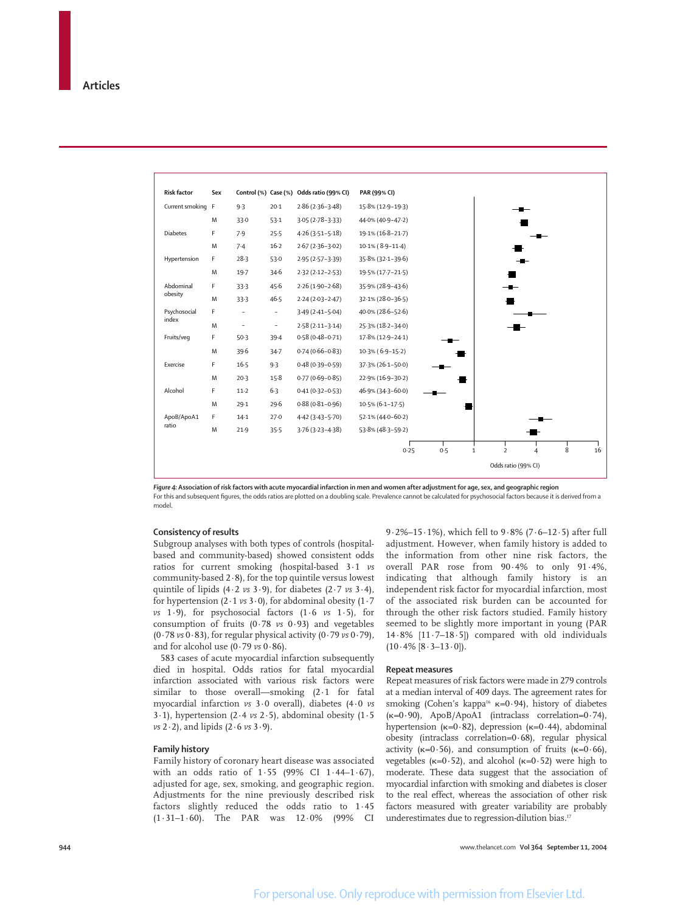| Risk factor | Sex | Control (%) | Case (%) | Odds ratio (99% CI) | PAR (99% CI) |
|---|---|---|---|---|---|
| Current smoking | F | 9·3 | 20·1 | 2·86 (2·36–3·48) | 15·8% (12·9–19·3) |
| | M | 33·0 | 53·1 | 3·05 (2·78–3·33) | 44·0% (40·9–47·2) |
| Diabetes | F | 7·9 | 25·5 | 4·26 (3·51–5·18) | 19·1% (16·8–21·7) |
| | M | 7·4 | 16·2 | 2·67 (2·36–3·02) | 10·1% (8·9–11·4) |
| Hypertension | F | 28·3 | 53·0 | 2·95 (2·57–3·39) | 35·8% (32·1–39·6) |
| | M | 19·7 | 34·6 | 2·32 (2·12–2·53) | 19·5% (17·7–21·5) |
| Abdominal obesity | F | 33·3 | 45·6 | 2·26 (1·90–2·68) | 35·9% (28·9–43·6) |
| | M | 33·3 | 46·5 | 2·24 (2·03–2·47) | 32·1% (28·0–36·5) |
| Psychosocial index | F | – | – | 3·49 (2·41–5·04) | 40·0% (28·6–52·6) |
| | M | – | – | 2·58 (2·11–3·14) | 25·3% (18·2–34·0) |
| Fruits/veg | F | 50·3 | 39·4 | 0·58 (0·48–0·71) | 17·8% (12·9–24·1) |
| | M | 39·6 | 34·7 | 0·74 (0·66–0·83) | 10·3% (6·9–15·2) |
| Exercise | F | 16·5 | 9·3 | 0·48 (0·39–0·59) | 37·3% (26·1–50·0) |
| | M | 20·3 | 15·8 | 0·77 (0·69–0·85) | 22·9% (16·9–30·2) |
| Alcohol | F | 11·2 | 6·3 | 0·41 (0·32–0·53) | 46·9% (34·3–60·0) |
| | M | 29·1 | 29·6 | 0·88 (0·81–0·96) | 10·5% (6·1–17·5) |
| ApoB/ApoA1 ratio | F | 14·1 | 27·0 | 4·42 (3·43–5·70) | 52·1% (44·0–60·2) |
| | M | 21·9 | 35·5 | 3·76 (3·23–4·38) | 53·8% (48·3–59·2) |

**Figure 4: Association of risk factors with acute myocardial infarction in men and women after adjustment for age, sex, and geographic region**

For this and subsequent figures, the odds ratios are plotted on a doubling scale. Prevalence cannot be calculated for psychosocial factors because it is derived from a model.

### Consistency of results

Subgroup analyses with both types of controls (hospital-based and community-based) showed consistent odds ratios for current smoking (hospital-based 3·1 *vs* community-based 2·8), for the top quintile versus lowest quintile of lipids (4·2 *vs* 3·9), for diabetes (2·7 *vs* 3·4), for hypertension (2·1 *vs* 3·0), for abdominal obesity (1·7 *vs* 1·9), for psychosocial factors (1·6 *vs* 1·5), for consumption of fruits (0·78 *vs* 0·93) and vegetables (0·78 *vs* 0·83), for regular physical activity (0·79 *vs* 0·79), and for alcohol use (0·79 *vs* 0·86).

583 cases of acute myocardial infarction subsequently died in hospital. Odds ratios for fatal myocardial infarction associated with various risk factors were similar to those overall—smoking (2·1 for fatal myocardial infarction *vs* 3·0 overall), diabetes (4·0 *vs* 3·1), hypertension (2·4 *vs* 2·5), abdominal obesity (1·5 *vs* 2·2), and lipids (2·6 *vs* 3·9).

### Family history

Family history of coronary heart disease was associated with an odds ratio of 1·55 (99% CI 1·44–1·67), adjusted for age, sex, smoking, and geographic region. Adjustments for the nine previously described risk factors slightly reduced the odds ratio to 1·45 (1·31–1·60). The PAR was 12·0% (99% CI 9·2%–15·1%), which fell to 9·8% (7·6–12·5) after full adjustment. However, when family history is added to the information from other nine risk factors, the overall PAR rose from 90·4% to only 91·4%, indicating that although family history is an independent risk factor for myocardial infarction, most of the associated risk burden can be accounted for through the other risk factors studied. Family history seemed to be slightly more important in young (PAR 14·8% [11·7–18·5]) compared with old individuals (10·4% [8·3–13·0]).

### Repeat measures

Repeat measures of risk factors were made in 279 controls at a median interval of 409 days. The agreement rates for smoking (Cohen's kappa[16] κ=0·94), history of diabetes (κ=0·90), ApoB/ApoA1 (intraclass correlation=0·74), hypertension (κ=0·82), depression (κ=0·44), abdominal obesity (intraclass correlation=0·68), regular physical activity (κ=0·56), and consumption of fruits (κ=0·66), vegetables (κ=0·52), and alcohol (κ=0·52) were high to moderate. These data suggest that the association of myocardial infarction with smoking and diabetes is closer to the real effect, whereas the association of other risk factors measured with greater variability are probably underestimates due to regression-dilution bias.[17]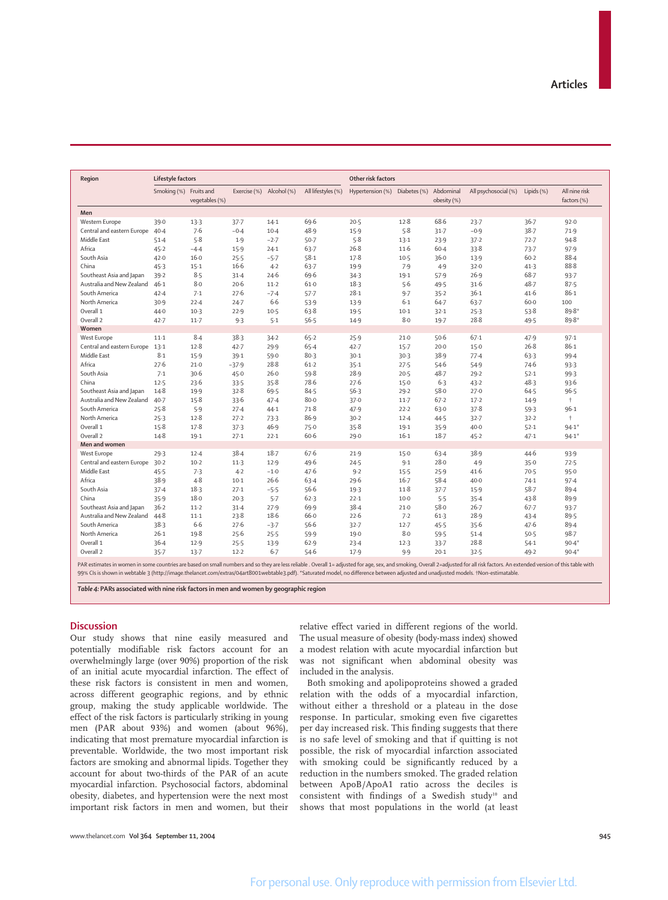| Region | Lifestyle factors | | | | | Other risk factors | | | | | |
|---|---|---|---|---|---|---|---|---|---|---|---|
| | Smoking (%) | Fruits and vegetables (%) | Exercise (%) | Alcohol (%) | All lifestyles (%) | Hypertension (%) | Diabetes (%) | Abdominal obesity (%) | All psychosocial (%) | Lipids (%) | All nine risk factors (%) |
| **Men** | | | | | | | | | | | |
| Western Europe | 39·0 | 13·3 | 37·7 | 14·1 | 69·6 | 20·5 | 12·8 | 68·6 | 23·7 | 36·7 | 92·0 |
| Central and eastern Europe | 40·4 | 7·6 | −0·4 | 10·4 | 48·9 | 15·9 | 5·8 | 31·7 | −0·9 | 38·7 | 71·9 |
| Middle East | 51·4 | 5·8 | 1·9 | −2·7 | 50·7 | 5·8 | 13·1 | 23·9 | 37·2 | 72·7 | 94·8 |
| Africa | 45·2 | −4·4 | 15·9 | 24·1 | 63·7 | 26·8 | 11·6 | 60·4 | 33·8 | 73·7 | 97·9 |
| South Asia | 42·0 | 16·0 | 25·5 | −5·7 | 58·1 | 17·8 | 10·5 | 36·0 | 13·9 | 60·2 | 88·4 |
| China | 45·3 | 15·1 | 16·6 | 4·2 | 63·7 | 19·9 | 7·9 | 4·9 | 32·0 | 41·3 | 88·8 |
| Southeast Asia and Japan | 39·2 | 8·5 | 31·4 | 24·6 | 69·6 | 34·3 | 19·1 | 57·9 | 26·9 | 68·7 | 93·7 |
| Australia and New Zealand | 46·1 | 8·0 | 20·6 | 11·2 | 61·0 | 18·3 | 5·6 | 49·5 | 31·6 | 48·7 | 87·5 |
| South America | 42·4 | 7·1 | 27·6 | −7·4 | 57·7 | 28·1 | 9·7 | 35·2 | 36·1 | 41·6 | 86·1 |
| North America | 30·9 | 22·4 | 24·7 | 6·6 | 53·9 | 13·9 | 6·1 | 64·7 | 63·7 | 60·0 | 100 |
| Overall 1 | 44·0 | 10·3 | 22·9 | 10·5 | 63·8 | 19·5 | 10·1 | 32·1 | 25·3 | 53·8 | 89·8* |
| Overall 2 | 42·7 | 11·7 | 9·3 | 5·1 | 56·5 | 14·9 | 8·0 | 19·7 | 28·8 | 49·5 | 89·8* |
| **Women** | | | | | | | | | | | |
| West Europe | 11·1 | 8·4 | 38·3 | 34·2 | 65·2 | 25·9 | 21·0 | 50·6 | 67·1 | 47·9 | 97·1 |
| Central and eastern Europe | 13·1 | 12·8 | 42·7 | 29·9 | 65·4 | 42·7 | 15·7 | 20·0 | 15·0 | 26·8 | 86·1 |
| Middle East | 8·1 | 15·9 | 39·1 | 59·0 | 80·3 | 30·1 | 30·3 | 38·9 | 77·4 | 63·3 | 99·4 |
| Africa | 27·6 | 21·0 | −37·9 | 28·8 | 61·2 | 35·1 | 27·5 | 54·6 | 54·9 | 74·6 | 93·3 |
| South Asia | 7·1 | 30·6 | 45·0 | 26·0 | 59·8 | 28·9 | 20·5 | 48·7 | 29·2 | 52·1 | 99·3 |
| China | 12·5 | 23·6 | 33·5 | 35·8 | 78·6 | 27·6 | 15·0 | 6·3 | 43·2 | 48·3 | 93·6 |
| Southeast Asia and Japan | 14·8 | 19·9 | 32·8 | 69·5 | 84·5 | 56·3 | 29·2 | 58·0 | 27·0 | 64·5 | 96·5 |
| Australia and New Zealand | 40·7 | 15·8 | 33·6 | 47·4 | 80·0 | 37·0 | 11·7 | 67·2 | 17·2 | 14·9 | † |
| South America | 25·8 | 5·9 | 27·4 | 44·1 | 71·8 | 47·9 | 22·2 | 63·0 | 37·8 | 59·3 | 96·1 |
| North America | 25·3 | 12·8 | 27·2 | 73·3 | 86·9 | 30·2 | 12·4 | 44·5 | 32·7 | 32·2 | † |
| Overall 1 | 15·8 | 17·8 | 37·3 | 46·9 | 75·0 | 35·8 | 19·1 | 35·9 | 40·0 | 52·1 | 94·1* |
| Overall 2 | 14·8 | 19·1 | 27·1 | 22·1 | 60·6 | 29·0 | 16·1 | 18·7 | 45·2 | 47·1 | 94·1* |
| **Men and women** | | | | | | | | | | | |
| West Europe | 29·3 | 12·4 | 38·4 | 18·7 | 67·6 | 21·9 | 15·0 | 63·4 | 38·9 | 44·6 | 93·9 |
| Central and eastern Europe | 30·2 | 10·2 | 11·3 | 12·9 | 49·6 | 24·5 | 9·1 | 28·0 | 4·9 | 35·0 | 72·5 |
| Middle East | 45·5 | 7·3 | 4·2 | −1·0 | 47·6 | 9·2 | 15·5 | 25·9 | 41·6 | 70·5 | 95·0 |
| Africa | 38·9 | 4·8 | 10·1 | 26·6 | 63·4 | 29·6 | 16·7 | 58·4 | 40·0 | 74·1 | 97·4 |
| South Asia | 37·4 | 18·3 | 27·1 | −5·5 | 56·6 | 19·3 | 11·8 | 37·7 | 15·9 | 58·7 | 89·4 |
| China | 35·9 | 18·0 | 20·3 | 5·7 | 62·3 | 22·1 | 10·0 | 5·5 | 35·4 | 43·8 | 89·9 |
| Southeast Asia and Japan | 36·2 | 11·2 | 31·4 | 27·9 | 69·9 | 38·4 | 21·0 | 58·0 | 26·7 | 67·7 | 93·7 |
| Australia and New Zealand | 44·8 | 11·1 | 23·8 | 18·6 | 66·0 | 22·6 | 7·2 | 61·3 | 28·9 | 43·4 | 89·5 |
| South America | 38·3 | 6·6 | 27·6 | −3·7 | 56·6 | 32·7 | 12·7 | 45·5 | 35·6 | 47·6 | 89·4 |
| North America | 26·1 | 19·8 | 25·6 | 25·5 | 59·9 | 19·0 | 8·0 | 59·5 | 51·4 | 50·5 | 98·7 |
| Overall 1 | 36·4 | 12·9 | 25·5 | 13·9 | 62·9 | 23·4 | 12·3 | 33·7 | 28·8 | 54·1 | 90·4* |
| Overall 2 | 35·7 | 13·7 | 12·2 | 6·7 | 54·6 | 17·9 | 9·9 | 20·1 | 32·5 | 49·2 | 90·4* |

PAR estimates in women in some countries are based on small numbers and so they are less reliable . Overall 1= adjusted for age, sex, and smoking, Overall 2=adjusted for all risk factors. An extended version of this table with 99% CIs is shown in webtable 3 (http://image.thelancet.com/extras/04art8001webtable3.pdf). *Saturated model, no difference between adjusted and unadjusted models. †Non-estimatable.

*Table 4:* **PARs associated with nine risk factors in men and women by geographic region**

## Discussion

Our study shows that nine easily measured and potentially modifiable risk factors account for an overwhelmingly large (over 90%) proportion of the risk of an initial acute myocardial infarction. The effect of these risk factors is consistent in men and women, across different geographic regions, and by ethnic group, making the study applicable worldwide. The effect of the risk factors is particularly striking in young men (PAR about 93%) and women (about 96%), indicating that most premature myocardial infarction is preventable. Worldwide, the two most important risk factors are smoking and abnormal lipids. Together they account for about two-thirds of the PAR of an acute myocardial infarction. Psychosocial factors, abdominal obesity, diabetes, and hypertension were the next most important risk factors in men and women, but their relative effect varied in different regions of the world. The usual measure of obesity (body-mass index) showed a modest relation with acute myocardial infarction but was not significant when abdominal obesity was included in the analysis.

Both smoking and apolipoproteins showed a graded relation with the odds of a myocardial infarction, without either a threshold or a plateau in the dose response. In particular, smoking even five cigarettes per day increased risk. This finding suggests that there is no safe level of smoking and that if quitting is not possible, the risk of myocardial infarction associated with smoking could be significantly reduced by a reduction in the numbers smoked. The graded relation between ApoB/ApoA1 ratio across the deciles is consistent with findings of a Swedish study[10] and shows that most populations in the world (at least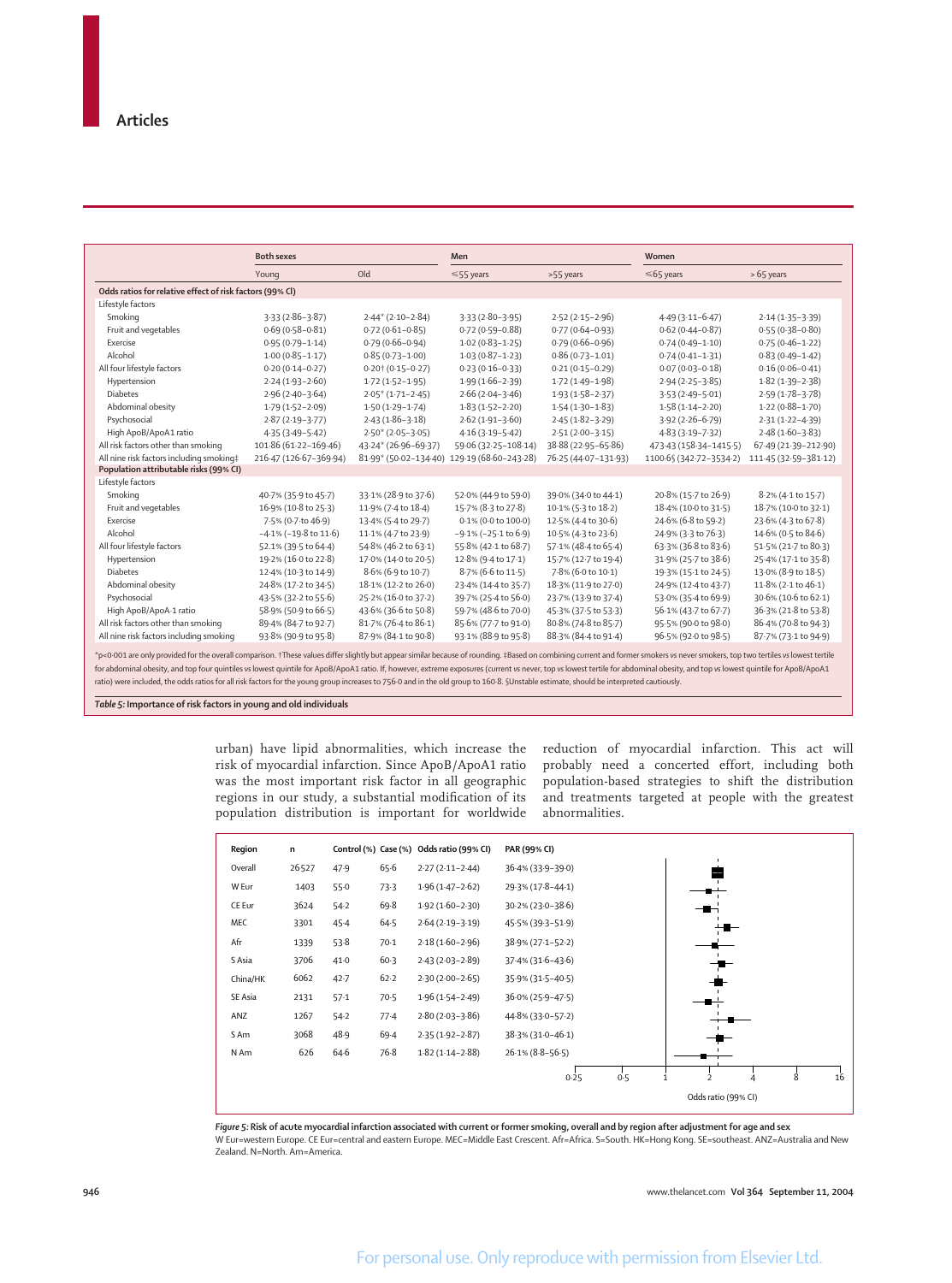| | Both sexes | | Men | | Women | |
|---|---|---|---|---|---|---|
| | Young | Old | ≤55 years | >55 years | ≤65 years | > 65 years |
| **Odds ratios for relative effect of risk factors (99% CI)** | | | | | | |
| Lifestyle factors | | | | | | |
| Smoking | 3·33 (2·86–3·87) | 2·44* (2·10–2·84) | 3·33 (2·80–3·95) | 2·52 (2·15–2·96) | 4·49 (3·11–6·47) | 2·14 (1·35–3·39) |
| Fruit and vegetables | 0·69 (0·58–0·81) | 0·72 (0·61–0·85) | 0·72 (0·59–0·88) | 0·77 (0·64–0·93) | 0·62 (0·44–0·87) | 0·55 (0·38–0·80) |
| Exercise | 0·95 (0·79–1·14) | 0·79 (0·66–0·94) | 1·02 (0·83–1·25) | 0·79 (0·66–0·96) | 0·74 (0·49–1·10) | 0·75 (0·46–1·22) |
| Alcohol | 1·00 (0·85–1·17) | 0·85 (0·73–1·00) | 1·03 (0·87–1·23) | 0·86 (0·73–1·01) | 0·74 (0·41–1·31) | 0·83 (0·49–1·42) |
| All four lifestyle factors | 0·20 (0·14–0·27) | 0·20† (0·15–0·27) | 0·23 (0·16–0·33) | 0·21 (0·15–0·29) | 0·07 (0·03–0·18) | 0·16 (0·06–0·41) |
| Hypertension | 2·24 (1·93–2·60) | 1·72 (1·52–1·95) | 1·99 (1·66–2·39) | 1·72 (1·49–1·98) | 2·94 (2·25–3·85) | 1·82 (1·39–2·38) |
| Diabetes | 2·96 (2·40–3·64) | 2·05* (1·71–2·45) | 2·66 (2·04–3·46) | 1·93 (1·58–2·37) | 3·53 (2·49–5·01) | 2·59 (1·78–3·78) |
| Abdominal obesity | 1·79 (1·52–2·09) | 1·50 (1·29–1·74) | 1·83 (1·52–2·20) | 1·54 (1·30–1·83) | 1·58 (1·14–2·20) | 1·22 (0·88–1·70) |
| Psychosocial | 2·87 (2·19–3·77) | 2·43 (1·86–3·18) | 2·62 (1·91–3·60) | 2·45 (1·82–3·29) | 3·92 (2·26–6·79) | 2·31 (1·22–4·39) |
| High ApoB/ApoA1 ratio | 4·35 (3·49–5·42) | 2·50* (2·05–3·05) | 4·16 (3·19–5·42) | 2·51 (2·00–3·15) | 4·83 (3·19–7·32) | 2·48 (1·60–3·83) |
| All risk factors other than smoking | 101·86 (61·22–169·46) | 43·24* (26·96–69·37) | 59·06 (32·25–108·14) | 38·88 (22·95–65·86) | 473·43 (158·34–1415·5) | 67·49 (21·39–212·90) |
| All nine risk factors including smoking‡ | 216·47 (126·67–369·94) | 81·99* (50·02–134·40) | 129·19 (68·60–243·28) | 76·25 (44·07–131·93) | 1100·65 (342·72–3534·2) | 111·45 (32·59–381·12) |
| **Population attributable risks (99% CI)** | | | | | | |
| Lifestyle factors | | | | | | |
| Smoking | 40·7% (35·9 to 45·7) | 33·1% (28·9 to 37·6) | 52·0% (44·9 to 59·0) | 39·0% (34·0 to 44·1) | 20·8% (15·7 to 26·9) | 8·2% (4·1 to 15·7) |
| Fruit and vegetables | 16·9% (10·8 to 25·3) | 11·9% (7·4 to 18·4) | 15·7% (8·3 to 27·8) | 10·1% (5·3 to 18·2) | 18·4% (10·0 to 31·5) | 18·7% (10·0 to 32·1) |
| Exercise | 7·5% (0·7 to 46·9) | 13·4% (5·4 to 29·7) | 0·1% (0·0 to 100·0) | 12·5% (4·4 to 30·6) | 24·6% (6·8 to 59·2) | 23·6% (4·3 to 67·8) |
| Alcohol | −4·1% (−19·8 to 11·6) | 11·1% (4·7 to 23·9) | −9·1% (−25·1 to 6·9) | 10·5% (4·3 to 23·6) | 24·9% (3·3 to 76·3) | 14·6% (0·5 to 84·6) |
| All four lifestyle factors | 52·1% (39·5 to 64·4) | 54·8% (46·2 to 63·1) | 55·8% (42·1 to 68·7) | 57·1% (48·4 to 65·4) | 63·3% (36·8 to 83·6) | 51·5% (21·7 to 80·3) |
| Hypertension | 19·2% (16·0 to 22·8) | 17·0% (14·0 to 20·5) | 12·8% (9·4 to 17·1) | 15·7% (12·7 to 19·4) | 31·9% (25·7 to 38·6) | 25·4% (17·1 to 35·8) |
| Diabetes | 12·4% (10·3 to 14·9) | 8·6% (6·9 to 10·7) | 8·7% (6·6 to 11·5) | 7·8% (6·0 to 10·1) | 19·3% (15·1 to 24·5) | 13·0% (8·9 to 18·5) |
| Abdominal obesity | 24·8% (17·2 to 34·5) | 18·1% (12·2 to 26·0) | 23·4% (14·4 to 35·7) | 18·3% (11·9 to 27·0) | 24·9% (12·4 to 43·7) | 11·8% (2·1 to 46·1) |
| Psychosocial | 43·5% (32·2 to 55·6) | 25·2% (16·0 to 37·2) | 39·7% (25·4 to 56·0) | 23·7% (13·9 to 37·4) | 53·0% (35·4 to 69·9) | 30·6% (10·6 to 62·1) |
| High ApoB/ApoA-1 ratio | 58·9% (50·9 to 66·5) | 43·6% (36·6 to 50·8) | 59·7% (48·6 to 70·0) | 45·3% (37·5 to 53·3) | 56·1% (43·7 to 67·7) | 36·3% (21·8 to 53·8) |
| All risk factors other than smoking | 89·4% (84·7 to 92·7) | 81·7% (76·4 to 86·1) | 85·6% (77·7 to 91·0) | 80·8% (74·8 to 85·7) | 95·5% (90·0 to 98·0) | 86·4% (70·8 to 94·3) |
| All nine risk factors including smoking | 93·8% (90·9 to 95·8) | 87·9% (84·1 to 90·8) | 93·1% (88·9 to 95·8) | 88·3% (84·4 to 91·4) | 96·5% (92·0 to 98·5) | 87·7% (73·1 to 94·9) |

*p<0·001 are only provided for the overall comparison. †These values differ slightly but appear similar because of rounding. ‡Based on combining current and former smokers *vs* never smokers, top two tertiles *vs* lowest tertile for abdominal obesity, and top four quintiles *vs* lowest quintile for ApoB/ApoA1 ratio. If, however, extreme exposures (current *vs* never, top *vs* lowest tertile for abdominal obesity, and top *vs* lowest quintile for ApoB/ApoA1 ratio) were included, the odds ratios for all risk factors for the young group increases to 756·0 and in the old group to 160·8. §Unstable estimate, should be interpreted cautiously.

*Table 5:* **Importance of risk factors in young and old individuals**

urban) have lipid abnormalities, which increase the risk of myocardial infarction. Since ApoB/ApoA1 ratio was the most important risk factor in all geographic regions in our study, a substantial modification of its population distribution is important for worldwide reduction of myocardial infarction. This act will probably need a concerted effort, including both population-based strategies to shift the distribution and treatments targeted at people with the greatest abnormalities.

| Region | n | Control (%) | Case (%) | Odds ratio (99% CI) | PAR (99% CI) |
|---|---|---|---|---|---|
| Overall | 26527 | 47·9 | 65·6 | 2·27 (2·11–2·44) | 36·4% (33·9–39·0) |
| W Eur | 1403 | 55·0 | 73·3 | 1·96 (1·47–2·62) | 29·3% (17·8–44·1) |
| CE Eur | 3624 | 54·2 | 69·8 | 1·92 (1·60–2·30) | 30·2% (23·0–38·6) |
| MEC | 3301 | 45·4 | 64·5 | 2·64 (2·19–3·19) | 45·5% (39·3–51·9) |
| Afr | 1339 | 53·8 | 70·1 | 2·18 (1·60–2·96) | 38·9% (27·1–52·2) |
| S Asia | 3706 | 41·0 | 60·3 | 2·43 (2·03–2·89) | 37·4% (31·6–43·6) |
| China/HK | 6062 | 42·7 | 62·2 | 2·30 (2·00–2·65) | 35·9% (31·5–40·5) |
| SE Asia | 2131 | 57·1 | 70·5 | 1·96 (1·54–2·49) | 36·0% (25·9–47·5) |
| ANZ | 1267 | 54·2 | 77·4 | 2·80 (2·03–3·86) | 44·8% (33·0–57·2) |
| S Am | 3068 | 48·9 | 69·4 | 2·35 (1·92–2·87) | 38·3% (31·0–46·1) |
| N Am | 626 | 64·6 | 76·8 | 1·82 (1·14–2·88) | 26·1% (8·8–56·5) |

*Figure 5:* **Risk of acute myocardial infarction associated with current or former smoking, overall and by region after adjustment for age and sex**
W Eur=western Europe. CE Eur=central and eastern Europe. MEC=Middle East Crescent. Afr=Africa. S=South. HK=Hong Kong. SE=southeast. ANZ=Australia and New Zealand. N=North. Am=America.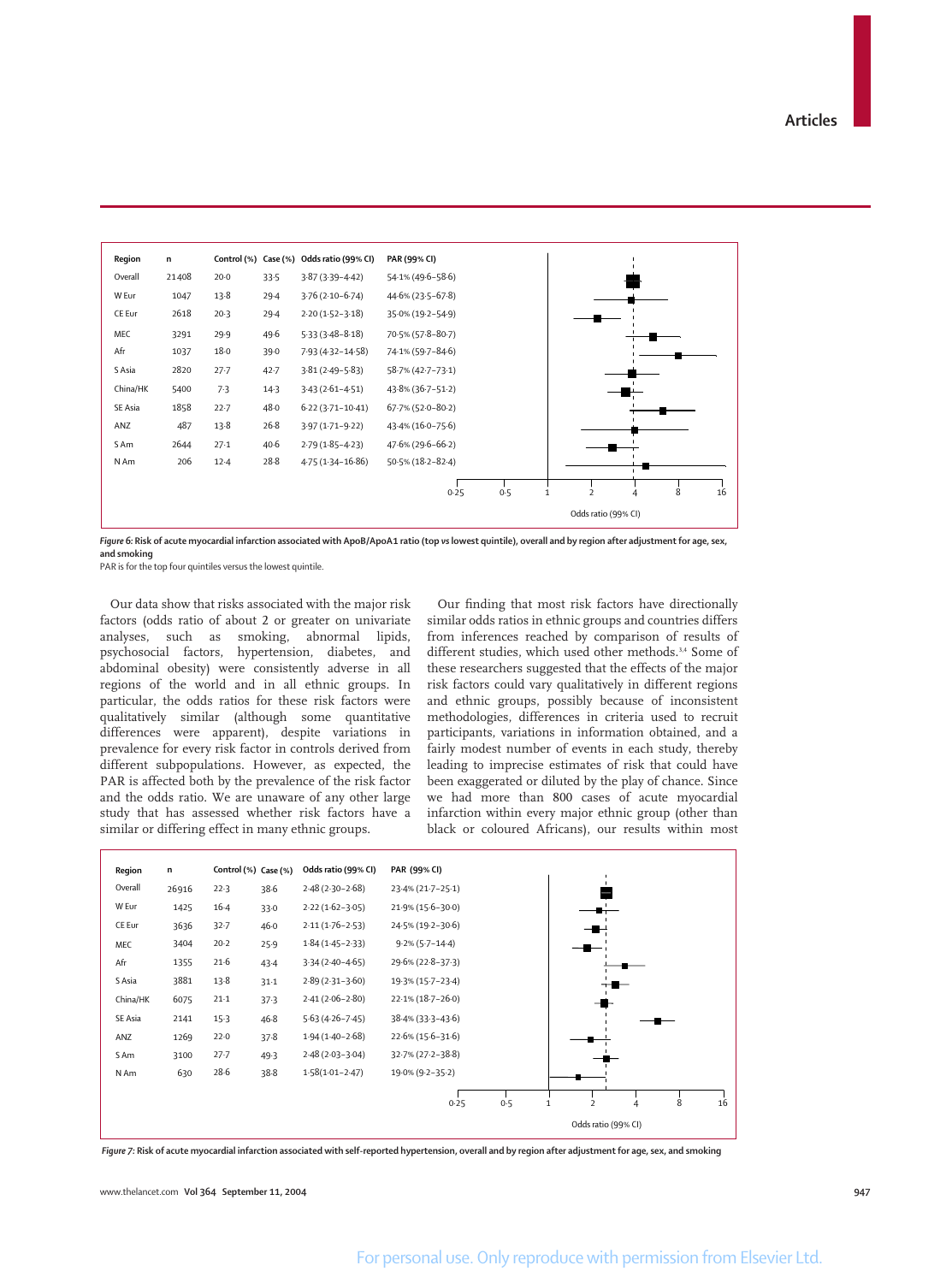| Region | n | Control (%) | Case (%) | Odds ratio (99% CI) | PAR (99% CI) |
|---|---|---|---|---|---|
| Overall | 21408 | 20·0 | 33·5 | 3·87 (3·39–4·42) | 54·1% (49·6–58·6) |
| W Eur | 1047 | 13·8 | 29·4 | 3·76 (2·10–6·74) | 44·6% (23·5–67·8) |
| CE Eur | 2618 | 20·3 | 29·4 | 2·20 (1·52–3·18) | 35·0% (19·2–54·9) |
| MEC | 3291 | 29·9 | 49·6 | 5·33 (3·48–8·18) | 70·5% (57·8–80·7) |
| Afr | 1037 | 18·0 | 39·0 | 7·93 (4·32–14·58) | 74·1% (59·7–84·6) |
| S Asia | 2820 | 27·7 | 42·7 | 3·81 (2·49–5·83) | 58·7% (42·7–73·1) |
| China/HK | 5400 | 7·3 | 14·3 | 3·43 (2·61–4·51) | 43·8% (36·7–51·2) |
| SE Asia | 1858 | 22·7 | 48·0 | 6·22 (3·71–10·41) | 67·7% (52·0–80·2) |
| ANZ | 487 | 13·8 | 26·8 | 3·97 (1·71–9·22) | 43·4% (16·0–75·6) |
| S Am | 2644 | 27·1 | 40·6 | 2·79 (1·85–4·23) | 47·6% (29·6–66·2) |
| N Am | 206 | 12·4 | 28·8 | 4·75 (1·34–16·86) | 50·5% (18·2–82·4) |

*Figure 6:* **Risk of acute myocardial infarction associated with ApoB/ApoA1 ratio (top *vs* lowest quintile), overall and by region after adjustment for age, sex, and smoking**

PAR is for the top four quintiles versus the lowest quintile.

Our data show that risks associated with the major risk factors (odds ratio of about 2 or greater on univariate analyses, such as smoking, abnormal lipids, psychosocial factors, hypertension, diabetes, and abdominal obesity) were consistently adverse in all regions of the world and in all ethnic groups. In particular, the odds ratios for these risk factors were qualitatively similar (although some quantitative differences were apparent), despite variations in prevalence for every risk factor in controls derived from different subpopulations. However, as expected, the PAR is affected both by the prevalence of the risk factor and the odds ratio. We are unaware of any other large study that has assessed whether risk factors have a similar or differing effect in many ethnic groups.

Our finding that most risk factors have directionally similar odds ratios in ethnic groups and countries differs from inferences reached by comparison of results of different studies, which used other methods.[3,4] Some of these researchers suggested that the effects of the major risk factors could vary qualitatively in different regions and ethnic groups, possibly because of inconsistent methodologies, differences in criteria used to recruit participants, variations in information obtained, and a fairly modest number of events in each study, thereby leading to imprecise estimates of risk that could have been exaggerated or diluted by the play of chance. Since we had more than 800 cases of acute myocardial infarction within every major ethnic group (other than black or coloured Africans), our results within most

| Region | n | Control (%) | Case (%) | Odds ratio (99% CI) | PAR (99% CI) |
|---|---|---|---|---|---|
| Overall | 26916 | 22·3 | 38·6 | 2·48 (2·30–2·68) | 23·4% (21·7–25·1) |
| W Eur | 1425 | 16·4 | 33·0 | 2·22 (1·62–3·05) | 21·9% (15·6–30·0) |
| CE Eur | 3636 | 32·7 | 46·0 | 2·11 (1·76–2·53) | 24·5% (19·2–30·6) |
| MEC | 3404 | 20·2 | 25·9 | 1·84 (1·45–2·33) | 9·2% (5·7–14·4) |
| Afr | 1355 | 21·6 | 43·4 | 3·34 (2·40–4·65) | 29·6% (22·8–37·3) |
| S Asia | 3881 | 13·8 | 31·1 | 2·89 (2·31–3·60) | 19·3% (15·7–23·4) |
| China/HK | 6075 | 21·1 | 37·3 | 2·41 (2·06–2·80) | 22·1% (18·7–26·0) |
| SE Asia | 2141 | 15·3 | 46·8 | 5·63 (4·26–7·45) | 38·4% (33·3–43·6) |
| ANZ | 1269 | 22·0 | 37·8 | 1·94 (1·40–2·68) | 22·6% (15·6–31·6) |
| S Am | 3100 | 27·7 | 49·3 | 2·48 (2·03–3·04) | 32·7% (27·2–38·8) |
| N Am | 630 | 28·6 | 38·8 | 1·58(1·01–2·47) | 19·0% (9·2–35·2) |

*Figure 7:* **Risk of acute myocardial infarction associated with self-reported hypertension, overall and by region after adjustment for age, sex, and smoking**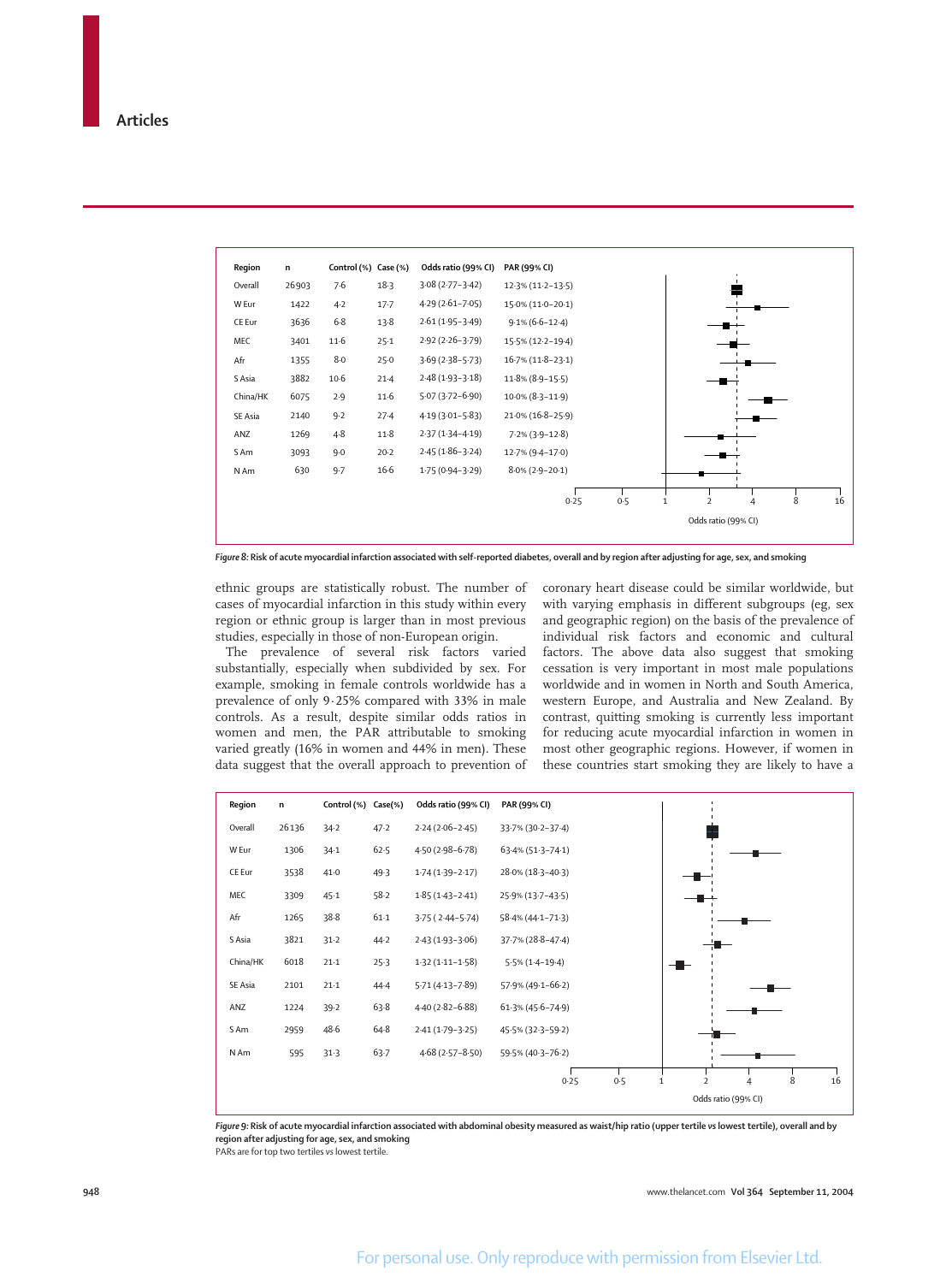| Region | n | Control (%) | Case (%) | Odds ratio (99% CI) | PAR (99% CI) |
|---|---|---|---|---|---|
| Overall | 26903 | 7·6 | 18·3 | 3·08 (2·77–3·42) | 12·3% (11·2–13·5) |
| W Eur | 1422 | 4·2 | 17·7 | 4·29 (2·61–7·05) | 15·0% (11·0–20·1) |
| CE Eur | 3636 | 6·8 | 13·8 | 2·61 (1·95–3·49) | 9·1% (6·6–12·4) |
| MEC | 3401 | 11·6 | 25·1 | 2·92 (2·26–3·79) | 15·5% (12·2–19·4) |
| Afr | 1355 | 8·0 | 25·0 | 3·69 (2·38–5·73) | 16·7% (11·8–23·1) |
| S Asia | 3882 | 10·6 | 21·4 | 2·48 (1·93–3·18) | 11·8% (8·9–15·5) |
| China/HK | 6075 | 2·9 | 11·6 | 5·07 (3·72–6·90) | 10·0% (8·3–11·9) |
| SE Asia | 2140 | 9·2 | 27·4 | 4·19 (3·01–5·83) | 21·0% (16·8–25·9) |
| ANZ | 1269 | 4·8 | 11·8 | 2·37 (1·34–4·19) | 7·2% (3·9–12·8) |
| S Am | 3093 | 9·0 | 20·2 | 2·45 (1·86–3·24) | 12·7% (9·4–17·0) |
| N Am | 630 | 9·7 | 16·6 | 1·75 (0·94–3·29) | 8·0% (2·9–20·1) |

*Figure 8:* **Risk of acute myocardial infarction associated with self-reported diabetes, overall and by region after adjusting for age, sex, and smoking**

ethnic groups are statistically robust. The number of cases of myocardial infarction in this study within every region or ethnic group is larger than in most previous studies, especially in those of non-European origin.

The prevalence of several risk factors varied substantially, especially when subdivided by sex. For example, smoking in female controls worldwide has a prevalence of only 9·25% compared with 33% in male controls. As a result, despite similar odds ratios in women and men, the PAR attributable to smoking varied greatly (16% in women and 44% in men). These data suggest that the overall approach to prevention of coronary heart disease could be similar worldwide, but with varying emphasis in different subgroups (eg, sex and geographic region) on the basis of the prevalence of individual risk factors and economic and cultural factors. The above data also suggest that smoking cessation is very important in most male populations worldwide and in women in North and South America, western Europe, and Australia and New Zealand. By contrast, quitting smoking is currently less important for reducing acute myocardial infarction in women in most other geographic regions. However, if women in these countries start smoking they are likely to have a

| Region | n | Control (%) | Case(%) | Odds ratio (99% CI) | PAR (99% CI) |
|---|---|---|---|---|---|
| Overall | 26136 | 34·2 | 47·2 | 2·24 (2·06–2·45) | 33·7% (30·2–37·4) |
| W Eur | 1306 | 34·1 | 62·5 | 4·50 (2·98–6·78) | 63·4% (51·3–74·1) |
| CE Eur | 3538 | 41·0 | 49·3 | 1·74 (1·39–2·17) | 28·0% (18·3–40·3) |
| MEC | 3309 | 45·1 | 58·2 | 1·85 (1·43–2·41) | 25·9% (13·7–43·5) |
| Afr | 1265 | 38·8 | 61·1 | 3·75 ( 2·44–5·74) | 58·4% (44·1–71·3) |
| S Asia | 3821 | 31·2 | 44·2 | 2·43 (1·93–3·06) | 37·7% (28·8–47·4) |
| China/HK | 6018 | 21·1 | 25·3 | 1·32 (1·11–1·58) | 5·5% (1·4–19·4) |
| SE Asia | 2101 | 21·1 | 44·4 | 5·71 (4·13–7·89) | 57·9% (49·1–66·2) |
| ANZ | 1224 | 39·2 | 63·8 | 4·40 (2·82–6·88) | 61·3% (45·6–74·9) |
| S Am | 2959 | 48·6 | 64·8 | 2·41 (1·79–3·25) | 45·5% (32·3–59·2) |
| N Am | 595 | 31·3 | 63·7 | 4·68 (2·57–8·50) | 59·5% (40·3–76·2) |

*Figure 9:* **Risk of acute myocardial infarction associated with abdominal obesity measured as waist/hip ratio (upper tertile *vs* lowest tertile), overall and by region after adjusting for age, sex, and smoking**

PARs are for top two tertiles *vs* lowest tertile.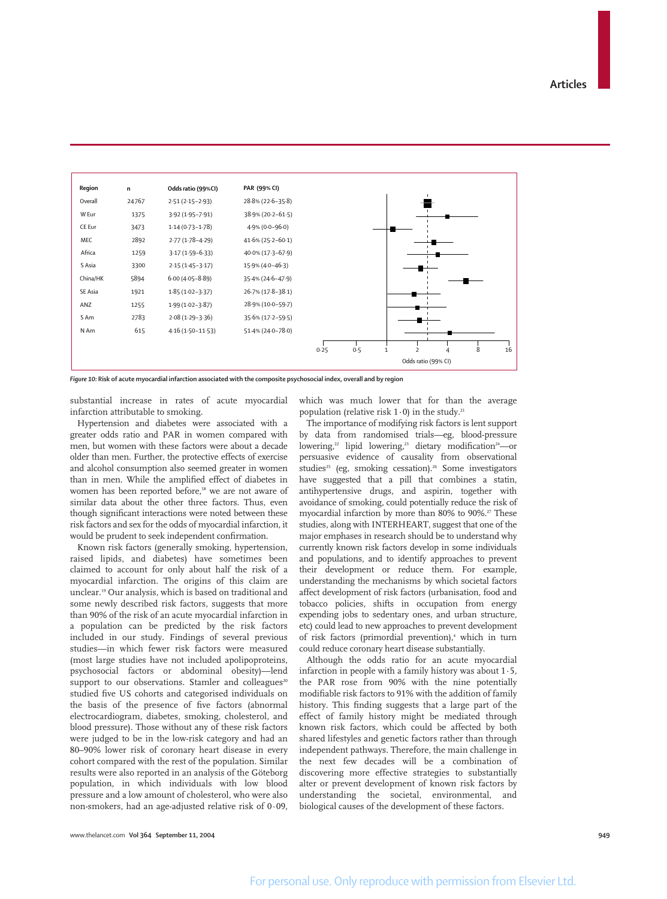| Region | n | Odds ratio (99%CI) | PAR (99% CI) |
|---|---|---|---|
| Overall | 24767 | 2·51 (2·15–2·93) | 28·8% (22·6–35·8) |
| W Eur | 1375 | 3·92 (1·95–7·91) | 38·9% (20·2–61·5) |
| CE Eur | 3473 | 1·14 (0·73–1·78) | 4·9% (0·0–96·0) |
| MEC | 2892 | 2·77 (1·78–4·29) | 41·6% (25·2–60·1) |
| Africa | 1259 | 3·17 (1·59–6·33) | 40·0% (17·3–67·9) |
| S Asia | 3300 | 2·15 (1·45–3·17) | 15·9% (4·0–46·3) |
| China/HK | 5894 | 6·00 (4·05–8·89) | 35·4% (24·6–47·9) |
| SE Asia | 1921 | 1·85 (1·02–3·37) | 26·7% (17·8–38·1) |
| ANZ | 1255 | 1·99 (1·02–3·87) | 28·9% (10·0–59·7) |
| S Am | 2783 | 2·08 (1·29–3·36) | 35·6% (17·2–59·5) |
| N Am | 615 | 4·16 (1·50–11·53) | 51·4% (24·0–78·0) |

*Figure 10:* **Risk of acute myocardial infarction associated with the composite psychosocial index, overall and by region**

substantial increase in rates of acute myocardial infarction attributable to smoking.

Hypertension and diabetes were associated with a greater odds ratio and PAR in women compared with men, but women with these factors were about a decade older than men. Further, the protective effects of exercise and alcohol consumption also seemed greater in women than in men. While the amplified effect of diabetes in women has been reported before,[18] we are not aware of similar data about the other three factors. Thus, even though significant interactions were noted between these risk factors and sex for the odds of myocardial infarction, it would be prudent to seek independent confirmation.

Known risk factors (generally smoking, hypertension, raised lipids, and diabetes) have sometimes been claimed to account for only about half the risk of a myocardial infarction. The origins of this claim are unclear.[19] Our analysis, which is based on traditional and some newly described risk factors, suggests that more than 90% of the risk of an acute myocardial infarction in a population can be predicted by the risk factors included in our study. Findings of several previous studies—in which fewer risk factors were measured (most large studies have not included apolipoproteins, psychosocial factors or abdominal obesity)—lend support to our observations. Stamler and colleagues[20] studied five US cohorts and categorised individuals on the basis of the presence of five factors (abnormal electrocardiogram, diabetes, smoking, cholesterol, and blood pressure). Those without any of these risk factors were judged to be in the low-risk category and had an 80–90% lower risk of coronary heart disease in every cohort compared with the rest of the population. Similar results were also reported in an analysis of the Göteborg population, in which individuals with low blood pressure and a low amount of cholesterol, who were also non-smokers, had an age-adjusted relative risk of 0·09, which was much lower that for than the average population (relative risk 1·0) in the study.[21]

The importance of modifying risk factors is lent support by data from randomised trials—eg, blood-pressure lowering,[22] lipid lowering,[23] dietary modification[24]—or persuasive evidence of causality from observational studies[25] (eg, smoking cessation).[26] Some investigators have suggested that a pill that combines a statin, antihypertensive drugs, and aspirin, together with avoidance of smoking, could potentially reduce the risk of myocardial infarction by more than 80% to 90%.[27] These studies, along with INTERHEART, suggest that one of the major emphases in research should be to understand why currently known risk factors develop in some individuals and populations, and to identify approaches to prevent their development or reduce them. For example, understanding the mechanisms by which societal factors affect development of risk factors (urbanisation, food and tobacco policies, shifts in occupation from energy expending jobs to sedentary ones, and urban structure, etc) could lead to new approaches to prevent development of risk factors (primordial prevention),[4] which in turn could reduce coronary heart disease substantially.

Although the odds ratio for an acute myocardial infarction in people with a family history was about 1·5, the PAR rose from 90% with the nine potentially modifiable risk factors to 91% with the addition of family history. This finding suggests that a large part of the effect of family history might be mediated through known risk factors, which could be affected by both shared lifestyles and genetic factors rather than through independent pathways. Therefore, the main challenge in the next few decades will be a combination of discovering more effective strategies to substantially alter or prevent development of known risk factors by understanding the societal, environmental, and biological causes of the development of these factors.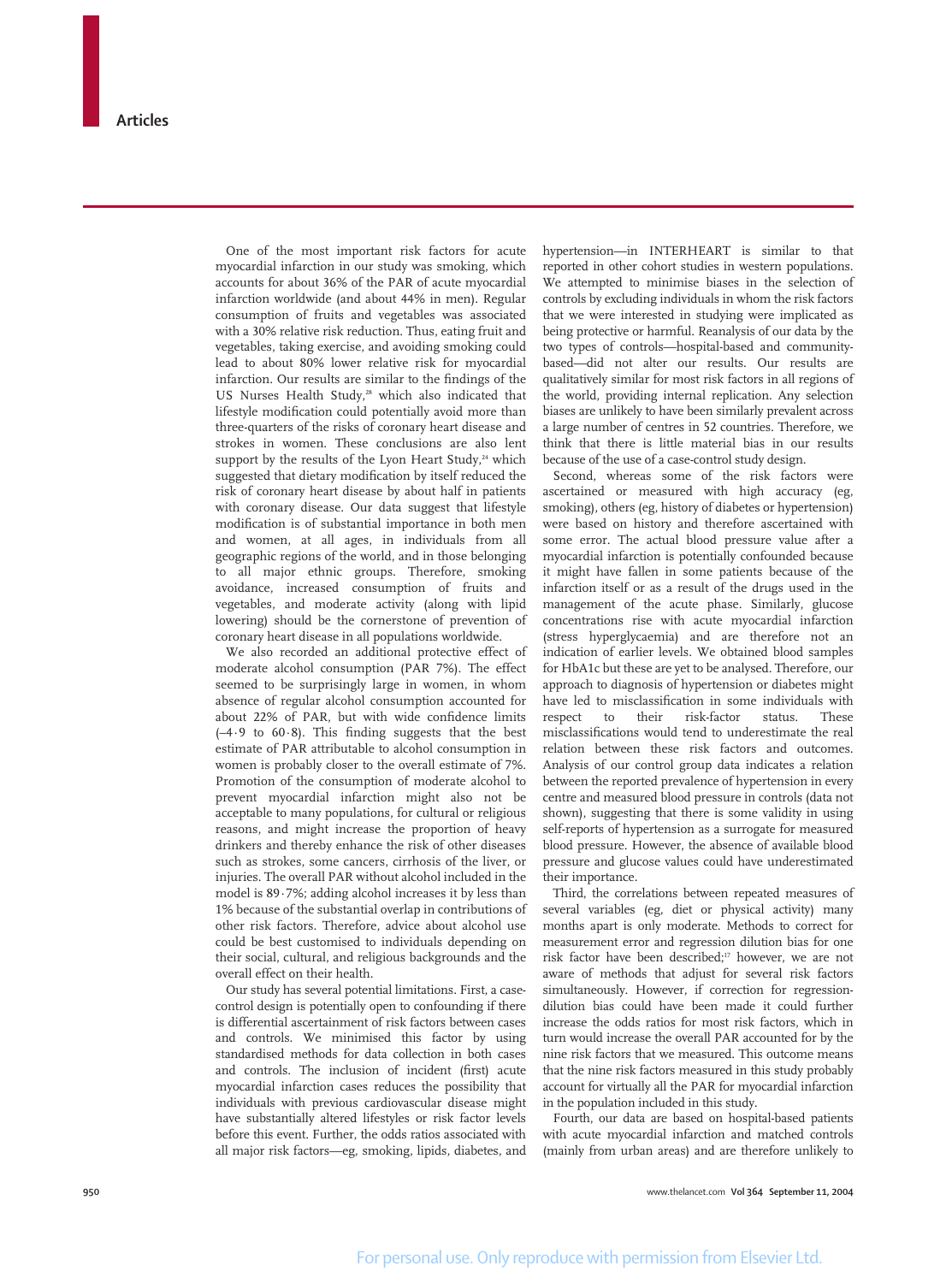One of the most important risk factors for acute myocardial infarction in our study was smoking, which accounts for about 36% of the PAR of acute myocardial infarction worldwide (and about 44% in men). Regular consumption of fruits and vegetables was associated with a 30% relative risk reduction. Thus, eating fruit and vegetables, taking exercise, and avoiding smoking could lead to about 80% lower relative risk for myocardial infarction. Our results are similar to the findings of the US Nurses Health Study,[28] which also indicated that lifestyle modification could potentially avoid more than three-quarters of the risks of coronary heart disease and strokes in women. These conclusions are also lent support by the results of the Lyon Heart Study,[24] which suggested that dietary modification by itself reduced the risk of coronary heart disease by about half in patients with coronary disease. Our data suggest that lifestyle modification is of substantial importance in both men and women, at all ages, in individuals from all geographic regions of the world, and in those belonging to all major ethnic groups. Therefore, smoking avoidance, increased consumption of fruits and vegetables, and moderate activity (along with lipid lowering) should be the cornerstone of prevention of coronary heart disease in all populations worldwide.

We also recorded an additional protective effect of moderate alcohol consumption (PAR 7%). The effect seemed to be surprisingly large in women, in whom absence of regular alcohol consumption accounted for about 22% of PAR, but with wide confidence limits (–4·9 to 60·8). This finding suggests that the best estimate of PAR attributable to alcohol consumption in women is probably closer to the overall estimate of 7%. Promotion of the consumption of moderate alcohol to prevent myocardial infarction might also not be acceptable to many populations, for cultural or religious reasons, and might increase the proportion of heavy drinkers and thereby enhance the risk of other diseases such as strokes, some cancers, cirrhosis of the liver, or injuries. The overall PAR without alcohol included in the model is 89·7%; adding alcohol increases it by less than 1% because of the substantial overlap in contributions of other risk factors. Therefore, advice about alcohol use could be best customised to individuals depending on their social, cultural, and religious backgrounds and the overall effect on their health.

Our study has several potential limitations. First, a case-control design is potentially open to confounding if there is differential ascertainment of risk factors between cases and controls. We minimised this factor by using standardised methods for data collection in both cases and controls. The inclusion of incident (first) acute myocardial infarction cases reduces the possibility that individuals with previous cardiovascular disease might have substantially altered lifestyles or risk factor levels before this event. Further, the odds ratios associated with all major risk factors—eg, smoking, lipids, diabetes, and hypertension—in INTERHEART is similar to that reported in other cohort studies in western populations. We attempted to minimise biases in the selection of controls by excluding individuals in whom the risk factors that we were interested in studying were implicated as being protective or harmful. Reanalysis of our data by the two types of controls—hospital-based and community-based—did not alter our results. Our results are qualitatively similar for most risk factors in all regions of the world, providing internal replication. Any selection biases are unlikely to have been similarly prevalent across a large number of centres in 52 countries. Therefore, we think that there is little material bias in our results because of the use of a case-control study design.

Second, whereas some of the risk factors were ascertained or measured with high accuracy (eg, smoking), others (eg, history of diabetes or hypertension) were based on history and therefore ascertained with some error. The actual blood pressure value after a myocardial infarction is potentially confounded because it might have fallen in some patients because of the infarction itself or as a result of the drugs used in the management of the acute phase. Similarly, glucose concentrations rise with acute myocardial infarction (stress hyperglycaemia) and are therefore not an indication of earlier levels. We obtained blood samples for HbA1c but these are yet to be analysed. Therefore, our approach to diagnosis of hypertension or diabetes might have led to misclassification in some individuals with respect to their risk-factor status. These misclassifications would tend to underestimate the real relation between these risk factors and outcomes. Analysis of our control group data indicates a relation between the reported prevalence of hypertension in every centre and measured blood pressure in controls (data not shown), suggesting that there is some validity in using self-reports of hypertension as a surrogate for measured blood pressure. However, the absence of available blood pressure and glucose values could have underestimated their importance.

Third, the correlations between repeated measures of several variables (eg, diet or physical activity) many months apart is only moderate. Methods to correct for measurement error and regression dilution bias for one risk factor have been described;[17] however, we are not aware of methods that adjust for several risk factors simultaneously. However, if correction for regression-dilution bias could have been made it could further increase the odds ratios for most risk factors, which in turn would increase the overall PAR accounted for by the nine risk factors that we measured. This outcome means that the nine risk factors measured in this study probably account for virtually all the PAR for myocardial infarction in the population included in this study.

Fourth, our data are based on hospital-based patients with acute myocardial infarction and matched controls (mainly from urban areas) and are therefore unlikely to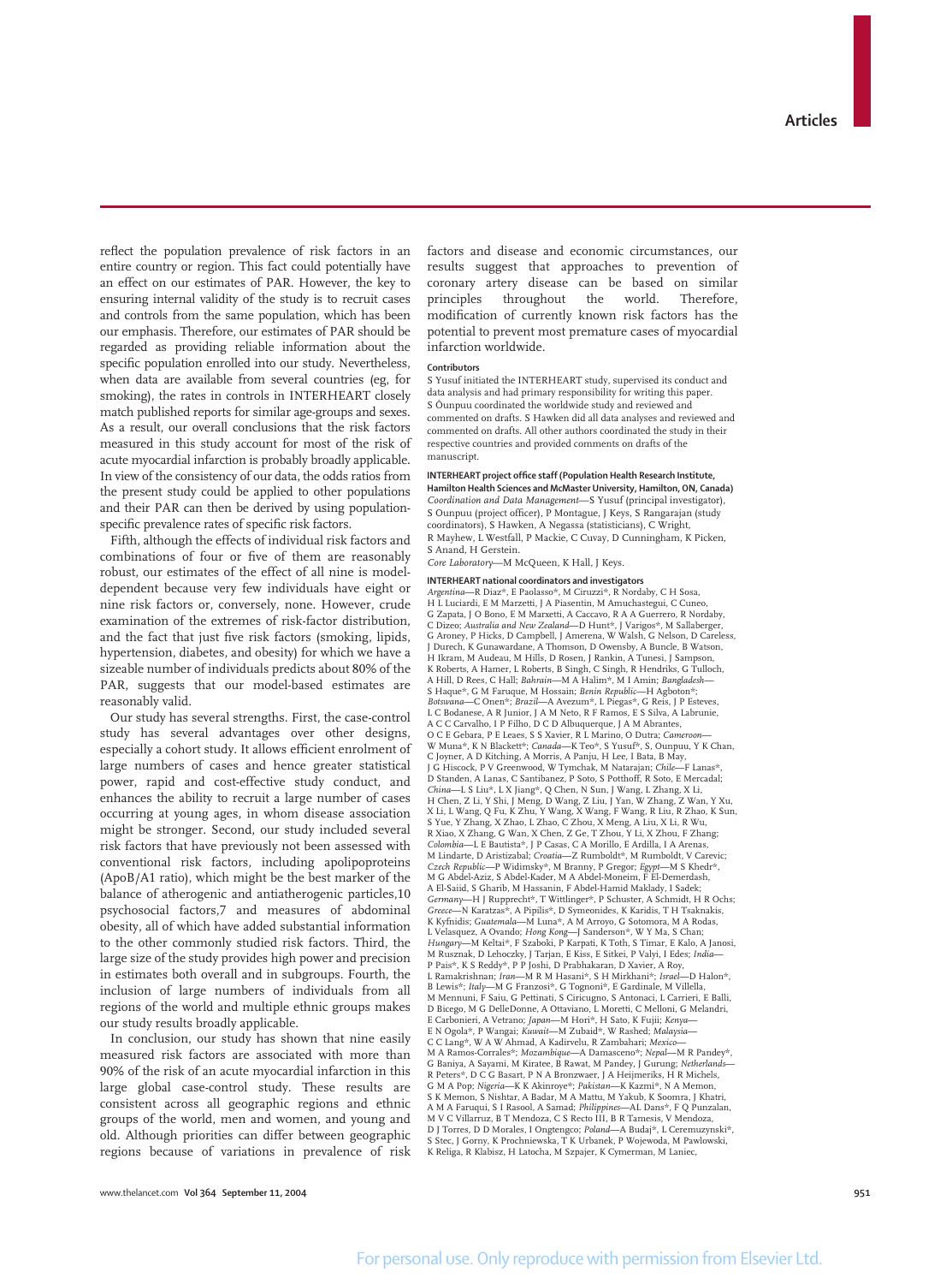reflect the population prevalence of risk factors in an entire country or region. This fact could potentially have an effect on our estimates of PAR. However, the key to ensuring internal validity of the study is to recruit cases and controls from the same population, which has been our emphasis. Therefore, our estimates of PAR should be regarded as providing reliable information about the specific population enrolled into our study. Nevertheless, when data are available from several countries (eg, for smoking), the rates in controls in INTERHEART closely match published reports for similar age-groups and sexes. As a result, our overall conclusions that the risk factors measured in this study account for most of the risk of acute myocardial infarction is probably broadly applicable. In view of the consistency of our data, the odds ratios from the present study could be applied to other populations and their PAR can then be derived by using population-specific prevalence rates of specific risk factors.

Fifth, although the effects of individual risk factors and combinations of four or five of them are reasonably robust, our estimates of the effect of all nine is model-dependent because very few individuals have eight or nine risk factors or, conversely, none. However, crude examination of the extremes of risk-factor distribution, and the fact that just five risk factors (smoking, lipids, hypertension, diabetes, and obesity) for which we have a sizeable number of individuals predicts about 80% of the PAR, suggests that our model-based estimates are reasonably valid.

Our study has several strengths. First, the case-control study has several advantages over other designs, especially a cohort study. It allows efficient enrolment of large numbers of cases and hence greater statistical power, rapid and cost-effective study conduct, and enhances the ability to recruit a large number of cases occurring at young ages, in whom disease association might be stronger. Second, our study included several risk factors that have previously not been assessed with conventional risk factors, including apolipoproteins (ApoB/A1 ratio), which might be the best marker of the balance of atherogenic and antiatherogenic particles,[10] psychosocial factors,[7] and measures of abdominal obesity, all of which have added substantial information to the other commonly studied risk factors. Third, the large size of the study provides high power and precision in estimates both overall and in subgroups. Fourth, the inclusion of large numbers of individuals from all regions of the world and multiple ethnic groups makes our study results broadly applicable.

In conclusion, our study has shown that nine easily measured risk factors are associated with more than 90% of the risk of an acute myocardial infarction in this large global case-control study. These results are consistent across all geographic regions and ethnic groups of the world, men and women, and young and old. Although priorities can differ between geographic regions because of variations in prevalence of risk factors and disease and economic circumstances, our results suggest that approaches to prevention of coronary artery disease can be based on similar principles throughout the world. Therefore, modification of currently known risk factors has the potential to prevent most premature cases of myocardial infarction worldwide.

#### Contributors

S Yusuf initiated the INTERHEART study, supervised its conduct and data analysis and had primary responsibility for writing this paper. S Ôunpuu coordinated the worldwide study and reviewed and commented on drafts. S Hawken did all data analyses and reviewed and commented on drafts. All other authors coordinated the study in their respective countries and provided comments on drafts of the manuscript.

#### INTERHEART project office staff (Population Health Research Institute, Hamilton Health Sciences and McMaster University, Hamilton, ON, Canada)

*Coordination and Data Management*—S Yusuf (principal investigator), S Ounpuu (project officer), P Montague, J Keys, S Rangarajan (study coordinators), S Hawken, A Negassa (statisticians), C Wright, R Mayhew, L Westfall, P Mackie, C Cuvay, D Cunningham, K Picken, S Anand, H Gerstein.
*Core Laboratory*—M McQueen, K Hall, J Keys.

#### INTERHEART national coordinators and investigators

*Argentina*—R Diaz*, E Paolasso*, M Ciruzzi*, R Nordaby, C H Sosa, H L Luciardi, E M Marzetti, J A Piasentin, M Amuchastegui, C Cuneo, G Zapata, J O Bono, E M Marxetti, A Caccavo, R A A Guerrero, R Nordaby, C Dizeo; *Australia and New Zealand*—D Hunt*, J Varigos*, M Sallaberger, G Aroney, P Hicks, D Campbell, J Amerena, W Walsh, G Nelson, D Careless, J Durech, K Gunawardane, A Thomson, D Owensby, A Buncle, B Watson, H Ikram, M Audeau, M Hills, D Rosen, J Rankin, A Tunesi, J Sampson, K Roberts, A Hamer, L Roberts, B Singh, C Singh, R Hendriks, G Tulloch, A Hill, D Rees, C Hall; *Bahrain*—M A Halim*, M I Amin; *Bangladesh*—S Haque*, G M Faruque, M Hossain; *Benin Republic*—H Agboton*; *Botswana*—C Onen*; *Brazil*—A Avezum*, L Piegas*, G Reis, J P Esteves, L C Bodanese, A R Junior, J A M Neto, R F Ramos, E S Silva, A Labrunie, A C C Carvalho, I P Filho, D C D Albuquerque, J A M Abrantes, O C E Gebara, P E Leaes, S S Xavier, R L Marino, O Dutra; *Cameroon*—W Muna*, K N Blackett*; *Canada*—K Teo*, S Yusuf*, S, Ounpuu, Y K Chan, C Joyner, A D Kitching, A Morris, A Panju, H Lee, I Bata, B May, J G Hiscock, P V Greenwood, W Tymchak, M Natarajan; *Chile*—F Lanas*, D Standen, A Lanas, C Santibanez, P Soto, S Potthoff, R Soto, E Mercadal; *China*—L S Liu*, L X Jiang*, Q Chen, N Sun, J Wang, L Zhang, X Li, H Chen, Z Li, Y Shi, J Meng, D Wang, Z Liu, J Yan, W Zhang, Z Wan, Y Xu, X Li, L Wang, Q Fu, K Zhu, Y Wang, X Wang, F Wang, R Liu, R Zhao, K Sun, S Yue, Y Zhang, X Zhao, L Zhao, C Zhou, X Meng, A Liu, X Li, R Wu, R Xiao, X Zhang, G Wan, X Chen, Z Ge, T Zhou, Y Li, X Zhou, F Zhang; *Colombia*—L E Bautista*, J P Casas, C A Morillo, E Ardilla, I A Arenas, M Lindarte, D Aristizabal; *Croatia*—Z Rumboldt*, M Rumboldt, V Carevic; *Czech Republic*—P Widimsky*, M Branny, P Gregor; *Egypt*—M S Khedr*, M G Abdel-Aziz, S Abdel-Kader, M A Abdel-Moneim, F El-Demerdash, A El-Saiid, S Gharib, M Hassanin, F Abdel-Hamid Maklady, I Sadek; *Germany*—H J Rupprecht*, T Wittlinger*, P Schuster, A Schmidt, H R Ochs; *Greece*—N Karatzas*, A Pipilis*, D Symeonides, K Karidis, T H Tsaknakis, K Kyfnidis; *Guatemala*—M Luna*, A M Arroyo, G Sotomora, M A Rodas, L Velasquez, A Ovando; *Hong Kong*—J Sanderson*, W Y Ma, S Chan; *Hungary*—M Keltai*, F Szaboki, P Karpati, K Toth, S Timar, E Kalo, A Janosi, M Rusznak, D Lehoczky, J Tarjan, E Kiss, E Sitkei, P Valyi, I Edes; *India*—P Pais*, K S Reddy*, P P Joshi, D Prabhakaran, D Xavier, A Roy, L Ramakrishnan; *Iran*—M R M Hasani*, S H Mirkhani*; *Israel*—D Halon*, B Lewis*; *Italy*—M G Franzosi*, G Tognoni*, E Gardinale, M Villella, M Mennuni, F Saiu, G Pettinati, S Ciricugno, S Antonaci, L Carrieri, E Balli, D Bicego, M G DelleDonne, A Ottaviano, L Moretti, C Melloni, G Melandri, E Carbonieri, A Vetrano; *Japan*—M Hori*, H Sato, K Fujii; *Kenya*—E N Ogola*, P Wangai; *Kuwait*—M Zubaid*, W Rashed; *Malaysia*—C C Lang*, W A W Ahmad, A Kadirvelu, R Zambahari; *Mexico*—M A Ramos-Corrales*; *Mozambique*—A Damasceno*; *Nepal*—M R Pandey*, G Baniya, A Sayami, M Kiratee, B Rawat, M Pandey, J Gurung; *Netherlands*—R Peters*, D C G Basart, P N A Bronzwaer, J A Heijmeriks, H R Michels, G M A Pop; *Nigeria*—K K Akinroye*; *Pakistan*—K Kazmi*, N A Memon, S K Memon, S Nishtar, A Badar, M A Mattu, M Yakub, K Soomra, J Khatri, A M A Faruqui, S I Rasool, A Samad; *Philippines*—AL Dans*, F Q Punzalan, M V C Villarruz, B T Mendoza, C S Recto III, B R Tamesis, V Mendoza, D J Torres, D D Morales, I Ongtengco; *Poland*—A Budaj*, L Ceremuzynski*, S Stec, J Gorny, K Prochniewska, T K Urbanek, P Wojewoda, M Pawlowski, K Religa, R Klabisz, H Latocha, M Szpajer, K Cymerman, M Laniec,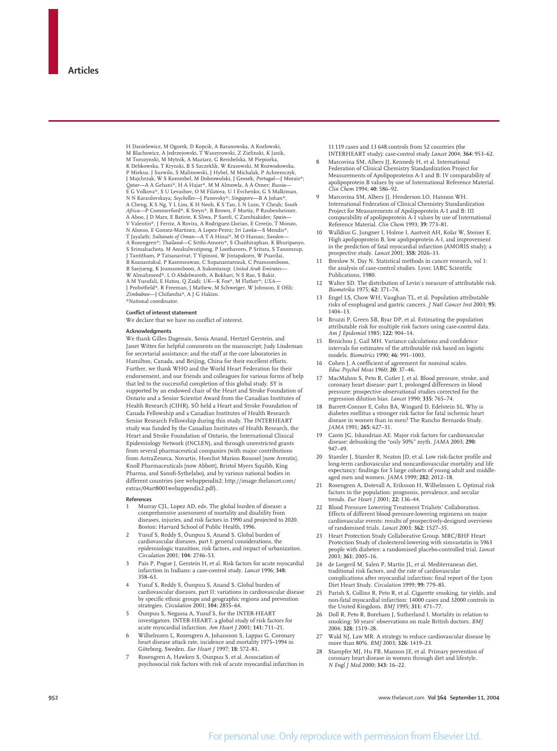H Danielewicz, M Ogorek, D Kopcik, A Baranowska, A Kozlowski, M Blachowicz, A Jedrzejowski, T Waszyrowski, Z Zielinski, K Janik, M Tomzynski, M Mytnik, A Maziarz, G Rembelska, M Piepiorka, K Debkowska, T Krynski, B S Szczeklik, W Krasowski, M Rozwodowska, P Miekus, J Surwilo, S Malinowski, J Hybel, M Michalak, P Achremczyk, J Majchrzak, W S Korombel, M Dobrowolski, J Gessek; *Portugal*—J Morais*; *Qatar*—A A Gehani*, H A Hajar*, M M Almowla, A A Omer; *Russia*—E G Volkova*, S U Levashov, O M Filatova, U I Evchenko, G S Malkiman, N N Karaulovskaya; *Seychelles*—J Panovsky*; *Singapore*—B A Johan*, A Cheng, K S Ng, Y L Lim, K H Neoh, K S Tan, L N Lum, Y Cheah; *South Africa*—P Commerford*, K Steyn*, B Brown, F Martiz, P Raubenheimer, A Aboo, J D Marx, E Batiste, K Sliwa, P Sareli, C Zambiakides; *Spain*—V Valentin*, J Ferriz, A Rovira, A Rodriguez-Llorian, E Cereijo, T Monzo, N Alonso, E Gomez-Martinez, A Lopez-Perez; *Sri Lanka*—S Mendis*, T Jayalath; *Sultanate of Oman*—A T A Hinai*, M O Hassan; *Sweden*—A Rosengren*; *Thailand*—C Sitthi-Amorn*, S Chaithiraphan, K Bhuripanyo, S Srimahachota, M Anukulwutipong, P Loothavorn, P Sritara, S Tanomsup, J Tantitham, P Tatsanavivat, T Yipinsoi, W Jintapakorn, W Puavilai, B Koanantakul, P Kasemsuwan, C Supanantareauk, C Peamsomboon, B Saejueng, K Jeamsomboon, A Sukontasup; *United Arab Emirates*—W Almahmeed*, L O Abdelwareth, A Bokhari, N S Rao, S Bakir, A M Yusufali, E Hatou, Q Zaidi; *UK*—K Fox*, M Flather*; *USA*—J Probstfield*, R Freeman, J Mathew, M Schweiger, W Johnson, E Ofili; *Zimbabwe*—J Chifamba*, A J G Hakim.

*National coordinator.

#### Conflict of interest statement

We declare that we have no conflict of interest.

#### Acknowledgments

We thank Gilles Dagenais, Sonia Anand, Hertzel Gerstein, and Janet Wittes for helpful comments on the manuscript; Judy Lindeman for secretarial assistance; and the staff at the core laboratories in Hamilton, Canada, and Beijing, China for their excellent efforts. Further, we thank WHO and the World Heart Federation for their endorsement, and our friends and colleagues for various forms of help that led to the successful completion of this global study. SY is supported by an endowed chair of the Heart and Stroke Foundation of Ontario and a Senior Scientist Award from the Canadian Institutes of Health Research (CIHR). SÔ held a Heart and Stroke Foundation of Canada Fellowship and a Canadian Institutes of Health Research Senior Research Fellowship during this study. The INTERHEART study was funded by the Canadian Institutes of Health Research, the Heart and Stroke Foundation of Ontario, the International Clinical Epidemiology Network (INCLEN), and through unrestricted grants from several pharmaceutical companies (with major contributions from AstraZeneca, Novartis, Hoechst Marion Roussel [now Aventis], Knoll Pharmaceuticals [now Abbott], Bristol Myers Squibb, King Pharma, and Sanofi-Sythelabo), and by various national bodies in different countries (see webappendix2; http://image.thelancet.com/extras/04art8001webappendix2.pdf).

#### References

1. Murray CJL, Lopez AD, eds. The global burden of disease: a comprehensive assessment of mortality and disability from diseases, injuries, and risk factors in 1990 and projected to 2020. Boston: Harvard School of Public Health, 1996.
2. Yusuf S, Reddy S, Ôunpuu S, Anand S. Global burden of cardiovascular diseases, part I: general considerations, the epidemiologic transition, risk factors, and impact of urbanization. *Circulation* 2001; **104:** 2746–53.
3. Pais P, Pogue J, Gerstein H, et al. Risk factors for acute myocardial infarction in Indians: a case-control study. *Lancet* 1996; **348:** 358–63.
4. Yusuf S, Reddy S, Ôunpuu S, Anand S. Global burden of cardiovascular diseases, part II: variations in cardiovascular disease by specific ethnic groups and geographic regions and prevention strategies. *Circulation* 2001; **104:** 2855–64.
5. Ôunpuu S, Negassa A, Yusuf S, for the INTER-HEART investigators. INTER-HEART: a global study of risk factors for acute myocardial infarction. *Am Heart J* 2001; **141:** 711–21.
6. Wilhelmsen L, Rosengren A, Johansson S, Lappas G. Coronary heart disease attack rate, incidence and mortality 1975–1994 in Göteborg, Sweden. *Eur Heart J* 1997; **18:** 572–81.
7. Rosengren A, Hawken S, Ounpuu S, et al. Association of psychosocial risk factors with risk of acute myocardial infarction in 11 119 cases and 13 648 controls from 52 countries (the INTERHEART study): case-control study *Lancet* 2004; **364:** 953–62.
8. Marcovina SM, Albers JJ, Kennedy H, et al. International Federation of Clinical Chemistry Standardization Project for Measurements of Apolipoproteins A-1 and B: IV comparability of apolipoprotein B values by use of International Reference Material. *Clin Chem* 1994; **40:** 586–92.
9. Marcovina SM, Albers JJ, Henderson LO, Hannon WH. International Federation of Clinical Chemistry Standardization Project for Measurements of Apolipoproteins A-1 and B: III comparability of apolipoprotein A-I values by use of International Reference Material. *Clin Chem* 1993; **39:** 773–81.
10. Walldius G, Jungner I, Holme I, Aastveit AH, Kolar W, Steiner E. High apolipoprotein B, low apolipoprotein A-I, and improvement in the prediction of fatal myocardial infarction (AMORIS study): a prospective study. *Lancet* 2001; **358:** 2026–33.
11. Breslow N, Day N. Statistical methods in cancer research, vol 1: the analysis of case-control studies. Lyon: IARC Scientific Publications, 1980.
12. Walter SD. The distribution of Levin's measure of attributable risk. *Biometrika* 1975; **62:** 371–74.
13. Engel LS, Chow WH, Vaughan TL, et al. Population attributable risks of esophageal and gastric cancers. *J Natl Cancer Inst* 2003; **95:** 1404–13.
14. Bruzzi P, Green SB, Byar DP, et al. Estimating the population attributable risk for multiple risk factors using case-control data. *Am J Epidemiol* 1985; **122:** 904–14.
15. Benichou J, Gail MH. Variance calculations and confidence intervals for estimates of the attributable risk based on logistic models. *Biometrics* 1990; **46:** 991–1003.
16. Cohen J. A coefficient of agreement for nominal scales. *Educ Psychol Meas* 1960; **20:** 37–46.
17. MacMahon S, Peto R, Cutler J, et al. Blood pressure, stroke, and coronary heart disease: part 1, prolonged differences in blood pressure: prospective observational studies corrected for the regression dilution bias. *Lancet* 1990; **335:** 765–74.
18. Barrett-Connor E, Cohn BA, Wingard D, Edelstein SL. Why is diabetes mellitus a stronger risk factor for fatal ischemic heart disease in women than in men? The Rancho Bernardo Study. *JAMA* 1991; **265:** 627–31.
19. Canto JG, Iskandrian AE. Major risk factors for cardiovascular disease: debunking the "only 50%" myth. *JAMA* 2003; **290:** 947–49.
20. Stamler J, Stamler R, Neaton JD, et al. Low risk-factor profile and long-term cardiovascular and noncardiovascular mortality and life expectancy: findings for 5 large cohorts of young adult and middle-aged men and women. *JAMA* 1999; **282:** 2012–18.
21. Rosengren A, Dotevall A, Eriksson H, Wilhelmsen L. Optimal risk factors in the population: prognosis, prevalence, and secular trends. *Eur Heart J* 2001; **22:** 136–44.
22. Blood Pressure Lowering Treatment Trialists' Collaboration. Effects of different blood-pressure-lowering regimens on major cardiovascular events: results of prospectively-designed overviews of randomised trials. *Lancet* 2003; **362:** 1527–35.
23. Heart Protection Study Collaborative Group. MRC/BHF Heart Protection Study of cholesterol-lowering with simvastatin in 5963 people with diabetes: a randomised placebo-controlled trial. *Lancet* 2003; **361:** 2005–16.
24. de Lorgeril M, Salen P, Martin JL, et al. Mediterranean diet, traditional risk factors, and the rate of cardiovascular complications after myocardial infarction: final report of the Lyon Diet Heart Study. *Circulation* 1999; **99:** 779–85.
25. Parish S, Collins R, Peto R, et al. Cigarette smoking, tar yields, and non-fatal myocardial infarction: 14000 cases and 32000 controls in the United Kingdom. *BMJ* 1995; **311:** 471–77.
26. Doll R, Peto R, Boreham J, Sutherland I. Mortality in relation to smoking: 50 years' observations on male British doctors. *BMJ* 2004; **328:** 1519–28.
27. Wald NJ, Law MR. A strategy to reduce cardiovascular disease by more than 80%. *BMJ* 2003; **326:** 1419–23.
28. Stampfer MJ, Hu FB, Manson JE, et al. Primary prevention of coronary heart disease in women through diet and lifestyle. *N Engl J Med* 2000; **343:** 16–22.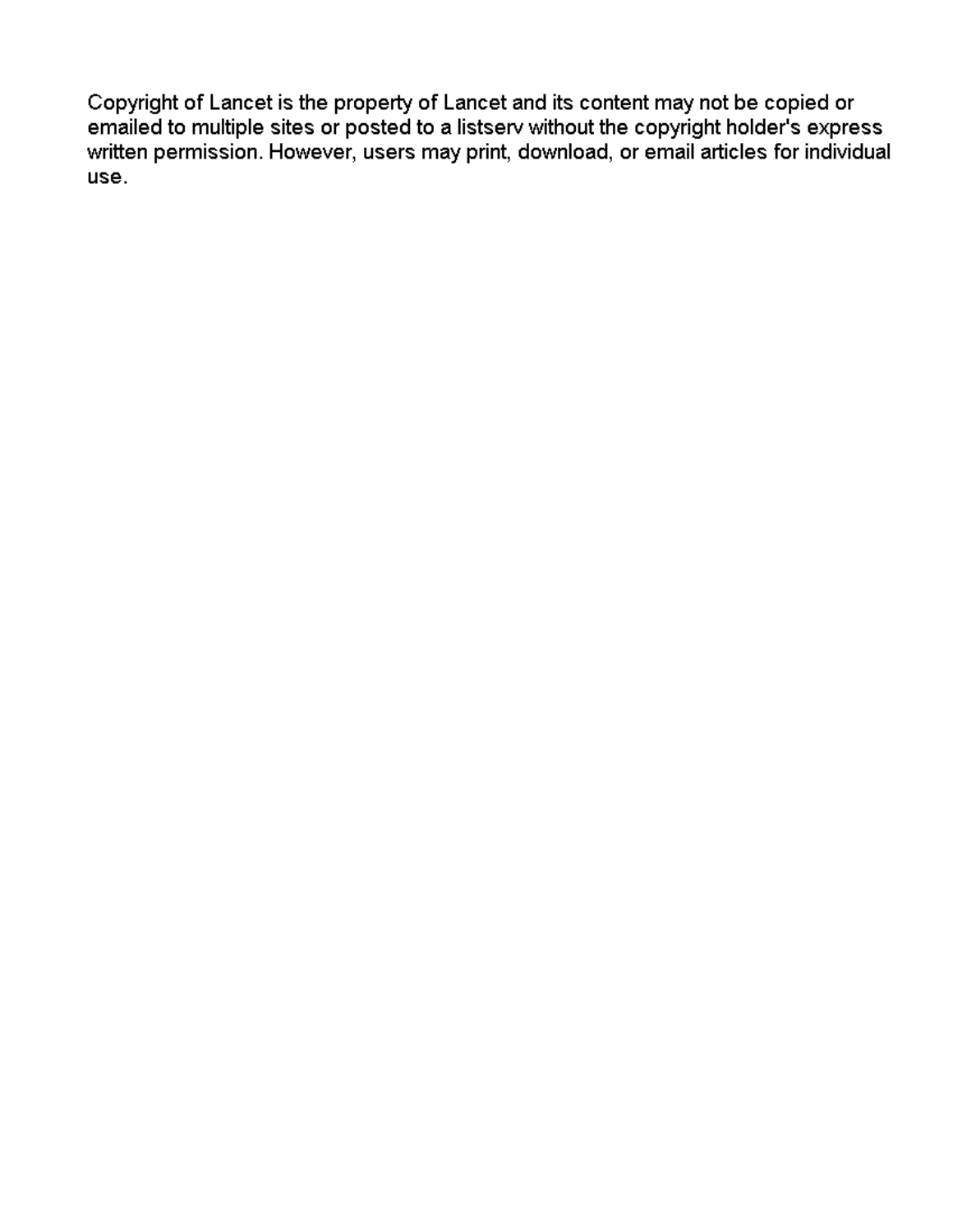Copyright of Lancet is the property of Lancet and its content may not be copied or emailed to multiple sites or posted to a listserv without the copyright holder's express written permission. However, users may print, download, or email articles for individual use.